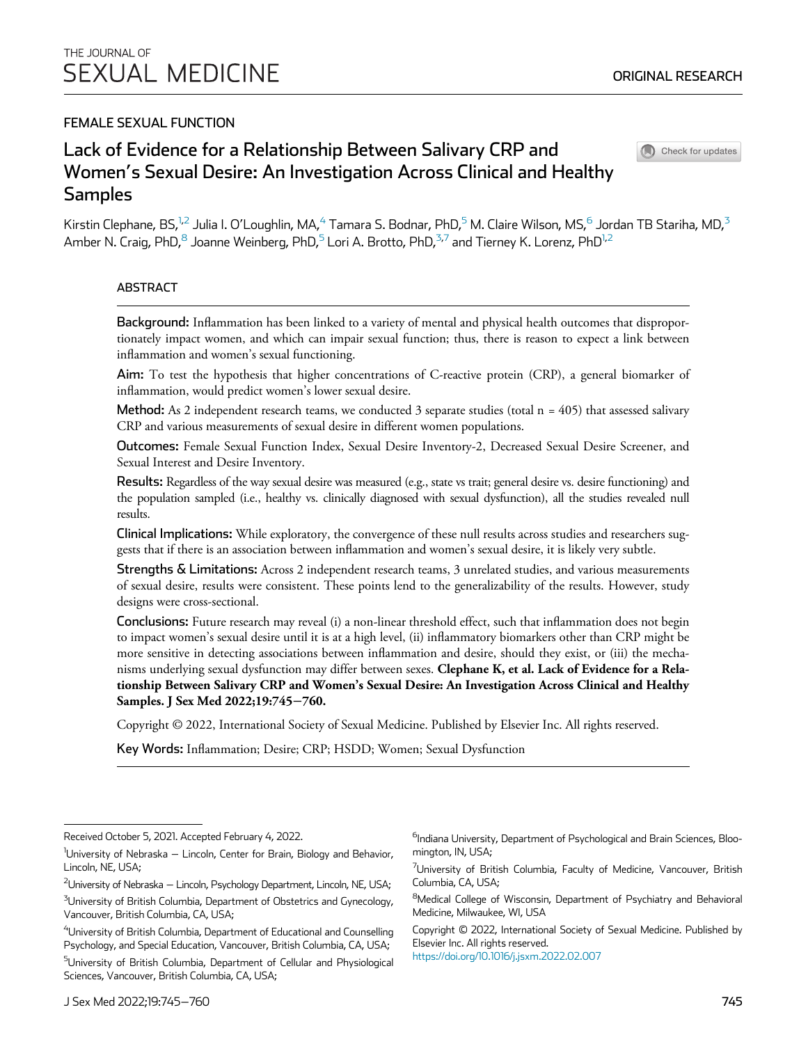THE JOURNAL OF
SEXUAL MEDICINE

ORIGINAL RESEARCH

FEMALE SEXUAL FUNCTION

# Lack of Evidence for a Relationship Between Salivary CRP and Women's Sexual Desire: An Investigation Across Clinical and Healthy Samples

Kirstin Clephane, BS,[1,2] Julia I. O'Loughlin, MA,[4] Tamara S. Bodnar, PhD,[5] M. Claire Wilson, MS,[6] Jordan TB Stariha, MD,[3] Amber N. Craig, PhD,[8] Joanne Weinberg, PhD,[5] Lori A. Brotto, PhD,[3,7] and Tierney K. Lorenz, PhD[1,2]

## ABSTRACT

**Background:** Inflammation has been linked to a variety of mental and physical health outcomes that disproportionately impact women, and which can impair sexual function; thus, there is reason to expect a link between inflammation and women's sexual functioning.

**Aim:** To test the hypothesis that higher concentrations of C-reactive protein (CRP), a general biomarker of inflammation, would predict women's lower sexual desire.

**Method:** As 2 independent research teams, we conducted 3 separate studies (total n = 405) that assessed salivary CRP and various measurements of sexual desire in different women populations.

**Outcomes:** Female Sexual Function Index, Sexual Desire Inventory-2, Decreased Sexual Desire Screener, and Sexual Interest and Desire Inventory.

**Results:** Regardless of the way sexual desire was measured (e.g., state vs trait; general desire vs. desire functioning) and the population sampled (i.e., healthy vs. clinically diagnosed with sexual dysfunction), all the studies revealed null results.

**Clinical Implications:** While exploratory, the convergence of these null results across studies and researchers suggests that if there is an association between inflammation and women's sexual desire, it is likely very subtle.

**Strengths & Limitations:** Across 2 independent research teams, 3 unrelated studies, and various measurements of sexual desire, results were consistent. These points lend to the generalizability of the results. However, study designs were cross-sectional.

**Conclusions:** Future research may reveal (i) a non-linear threshold effect, such that inflammation does not begin to impact women's sexual desire until it is at a high level, (ii) inflammatory biomarkers other than CRP might be more sensitive in detecting associations between inflammation and desire, should they exist, or (iii) the mechanisms underlying sexual dysfunction may differ between sexes. **Clephane K, et al. Lack of Evidence for a Relationship Between Salivary CRP and Women's Sexual Desire: An Investigation Across Clinical and Healthy Samples. J Sex Med 2022;19:745−760.**

Copyright © 2022, International Society of Sexual Medicine. Published by Elsevier Inc. All rights reserved.

**Key Words:** Inflammation; Desire; CRP; HSDD; Women; Sexual Dysfunction

---

Received October 5, 2021. Accepted February 4, 2022.

[1]University of Nebraska – Lincoln, Center for Brain, Biology and Behavior, Lincoln, NE, USA;

[2]University of Nebraska – Lincoln, Psychology Department, Lincoln, NE, USA;

[3]University of British Columbia, Department of Obstetrics and Gynecology, Vancouver, British Columbia, CA, USA;

[4]University of British Columbia, Department of Educational and Counselling Psychology, and Special Education, Vancouver, British Columbia, CA, USA;

[5]University of British Columbia, Department of Cellular and Physiological Sciences, Vancouver, British Columbia, CA, USA;

[6]Indiana University, Department of Psychological and Brain Sciences, Bloomington, IN, USA;

[7]University of British Columbia, Faculty of Medicine, Vancouver, British Columbia, CA, USA;

[8]Medical College of Wisconsin, Department of Psychiatry and Behavioral Medicine, Milwaukee, WI, USA

Copyright © 2022, International Society of Sexual Medicine. Published by Elsevier Inc. All rights reserved.
https://doi.org/10.1016/j.jsxm.2022.02.007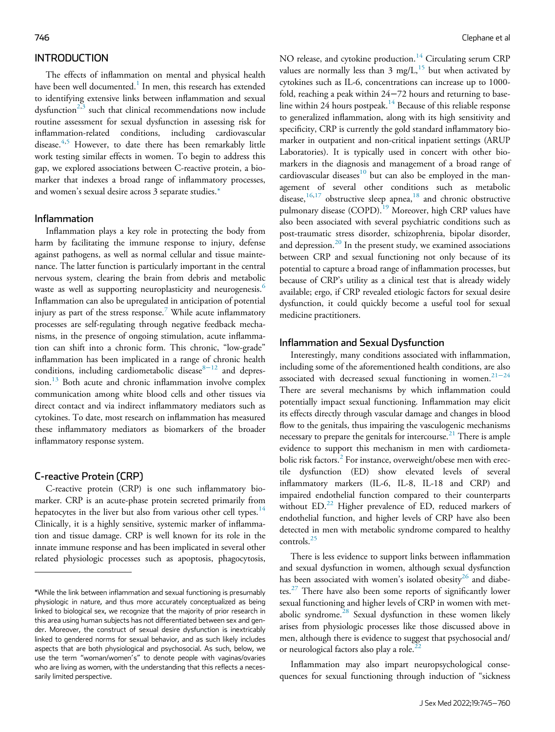## INTRODUCTION

The effects of inflammation on mental and physical health have been well documented.[1] In men, this research has extended to identifying extensive links between inflammation and sexual dysfunction[2,3] such that clinical recommendations now include routine assessment for sexual dysfunction in assessing risk for inflammation-related conditions, including cardiovascular disease.[4,5] However, to date there has been remarkably little work testing similar effects in women. To begin to address this gap, we explored associations between C-reactive protein, a biomarker that indexes a broad range of inflammatory processes, and women's sexual desire across 3 separate studies.*

### Inflammation

Inflammation plays a key role in protecting the body from harm by facilitating the immune response to injury, defense against pathogens, as well as normal cellular and tissue maintenance. The latter function is particularly important in the central nervous system, clearing the brain from debris and metabolic waste as well as supporting neuroplasticity and neurogenesis.[6] Inflammation can also be upregulated in anticipation of potential injury as part of the stress response.[7] While acute inflammatory processes are self-regulating through negative feedback mechanisms, in the presence of ongoing stimulation, acute inflammation can shift into a chronic form. This chronic, "low-grade" inflammation has been implicated in a range of chronic health conditions, including cardiometabolic disease[8−12] and depression.[13] Both acute and chronic inflammation involve complex communication among white blood cells and other tissues via direct contact and via indirect inflammatory mediators such as cytokines. To date, most research on inflammation has measured these inflammatory mediators as biomarkers of the broader inflammatory response system.

### C-reactive Protein (CRP)

C-reactive protein (CRP) is one such inflammatory biomarker. CRP is an acute-phase protein secreted primarily from hepatocytes in the liver but also from various other cell types.[14] Clinically, it is a highly sensitive, systemic marker of inflammation and tissue damage. CRP is well known for its role in the innate immune response and has been implicated in several other related physiologic processes such as apoptosis, phagocytosis, NO release, and cytokine production.[14] Circulating serum CRP values are normally less than 3 mg/L,[15] but when activated by cytokines such as IL-6, concentrations can increase up to 1000-fold, reaching a peak within 24−72 hours and returning to baseline within 24 hours postpeak.[14] Because of this reliable response to generalized inflammation, along with its high sensitivity and specificity, CRP is currently the gold standard inflammatory biomarker in outpatient and non-critical inpatient settings (ARUP Laboratories). It is typically used in concert with other biomarkers in the diagnosis and management of a broad range of cardiovascular diseases[10] but can also be employed in the management of several other conditions such as metabolic disease,[16,17] obstructive sleep apnea,[18] and chronic obstructive pulmonary disease (COPD).[19] Moreover, high CRP values have also been associated with several psychiatric conditions such as post-traumatic stress disorder, schizophrenia, bipolar disorder, and depression.[20] In the present study, we examined associations between CRP and sexual functioning not only because of its potential to capture a broad range of inflammation processes, but because of CRP's utility as a clinical test that is already widely available; ergo, if CRP revealed etiologic factors for sexual desire dysfunction, it could quickly become a useful tool for sexual medicine practitioners.

### Inflammation and Sexual Dysfunction

Interestingly, many conditions associated with inflammation, including some of the aforementioned health conditions, are also associated with decreased sexual functioning in women.[21−24] There are several mechanisms by which inflammation could potentially impact sexual functioning. Inflammation may elicit its effects directly through vascular damage and changes in blood flow to the genitals, thus impairing the vasculogenic mechanisms necessary to prepare the genitals for intercourse.[21] There is ample evidence to support this mechanism in men with cardiometabolic risk factors.[2] For instance, overweight/obese men with erectile dysfunction (ED) show elevated levels of several inflammatory markers (IL-6, IL-8, IL-18 and CRP) and impaired endothelial function compared to their counterparts without ED.[22] Higher prevalence of ED, reduced markers of endothelial function, and higher levels of CRP have also been detected in men with metabolic syndrome compared to healthy controls.[25]

There is less evidence to support links between inflammation and sexual dysfunction in women, although sexual dysfunction has been associated with women's isolated obesity[26] and diabetes.[27] There have also been some reports of significantly lower sexual functioning and higher levels of CRP in women with metabolic syndrome.[28] Sexual dysfunction in these women likely arises from physiologic processes like those discussed above in men, although there is evidence to suggest that psychosocial and/or neurological factors also play a role.[22]

Inflammation may also impart neuropsychological consequences for sexual functioning through induction of "sickness

*While the link between inflammation and sexual functioning is presumably physiologic in nature, and thus more accurately conceptualized as being linked to biological sex, we recognize that the majority of prior research in this area using human subjects has not differentiated between sex and gender. Moreover, the construct of sexual desire dysfunction is inextricably linked to gendered norms for sexual behavior, and as such likely includes aspects that are both physiological and psychosocial. As such, below, we use the term "woman/women's" to denote people with vaginas/ovaries who are living as women, with the understanding that this reflects a necessarily limited perspective.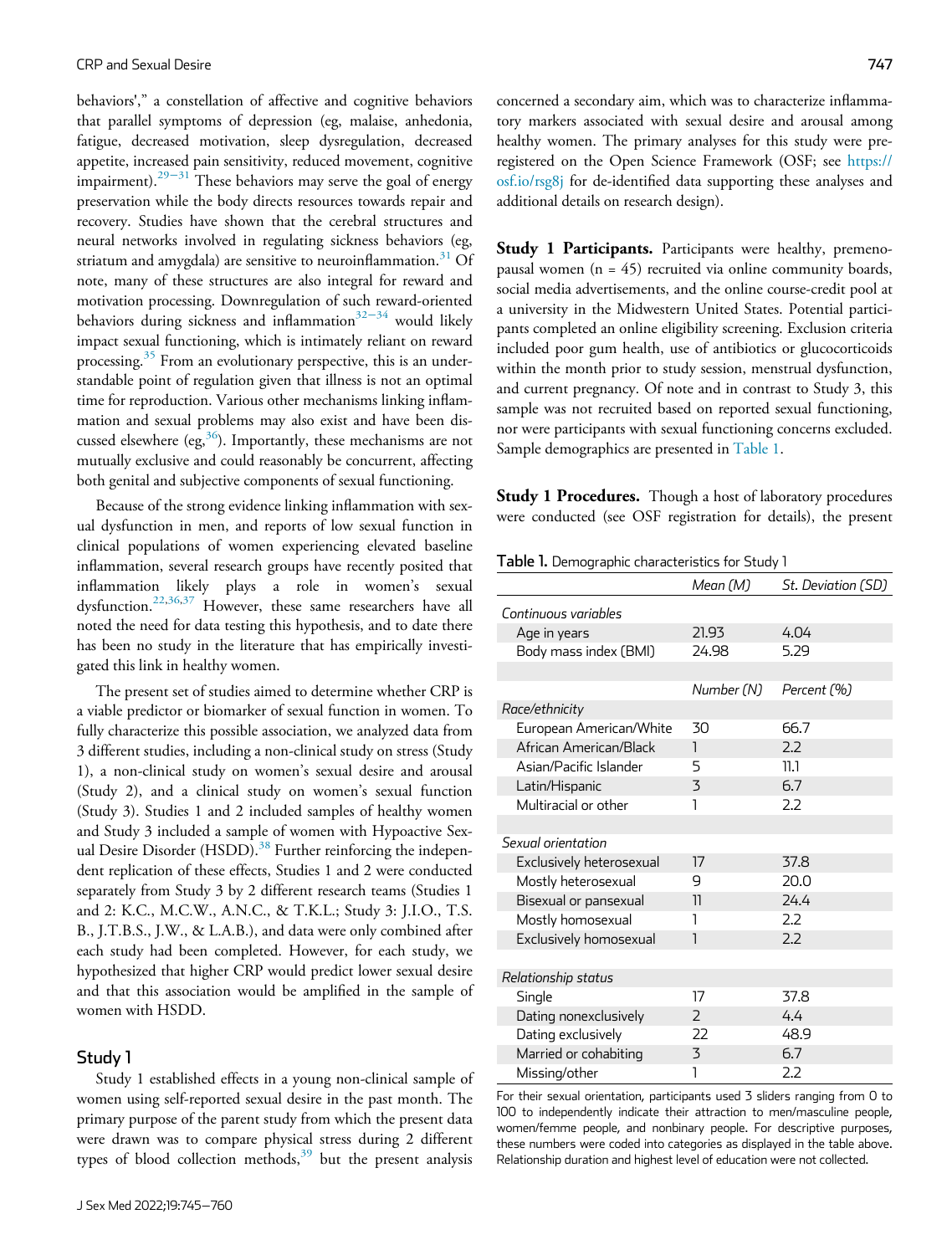behaviors',” a constellation of affective and cognitive behaviors that parallel symptoms of depression (eg, malaise, anhedonia, fatigue, decreased motivation, sleep dysregulation, decreased appetite, increased pain sensitivity, reduced movement, cognitive impairment).[29−31] These behaviors may serve the goal of energy preservation while the body directs resources towards repair and recovery. Studies have shown that the cerebral structures and neural networks involved in regulating sickness behaviors (eg, striatum and amygdala) are sensitive to neuroinflammation.[31] Of note, many of these structures are also integral for reward and motivation processing. Downregulation of such reward-oriented behaviors during sickness and inflammation[32−34] would likely impact sexual functioning, which is intimately reliant on reward processing.[35] From an evolutionary perspective, this is an understandable point of regulation given that illness is not an optimal time for reproduction. Various other mechanisms linking inflammation and sexual problems may also exist and have been discussed elsewhere (eg,[36]). Importantly, these mechanisms are not mutually exclusive and could reasonably be concurrent, affecting both genital and subjective components of sexual functioning.

Because of the strong evidence linking inflammation with sexual dysfunction in men, and reports of low sexual function in clinical populations of women experiencing elevated baseline inflammation, several research groups have recently posited that inflammation likely plays a role in women's sexual dysfunction.[22,36,37] However, these same researchers have all noted the need for data testing this hypothesis, and to date there has been no study in the literature that has empirically investigated this link in healthy women.

The present set of studies aimed to determine whether CRP is a viable predictor or biomarker of sexual function in women. To fully characterize this possible association, we analyzed data from 3 different studies, including a non-clinical study on stress (Study 1), a non-clinical study on women's sexual desire and arousal (Study 2), and a clinical study on women's sexual function (Study 3). Studies 1 and 2 included samples of healthy women and Study 3 included a sample of women with Hypoactive Sexual Desire Disorder (HSDD).[38] Further reinforcing the independent replication of these effects, Studies 1 and 2 were conducted separately from Study 3 by 2 different research teams (Studies 1 and 2: K.C., M.C.W., A.N.C., & T.K.L.; Study 3: J.I.O., T.S. B., J.T.B.S., J.W., & L.A.B.), and data were only combined after each study had been completed. However, for each study, we hypothesized that higher CRP would predict lower sexual desire and that this association would be amplified in the sample of women with HSDD.

## Study 1

Study 1 established effects in a young non-clinical sample of women using self-reported sexual desire in the past month. The primary purpose of the parent study from which the present data were drawn was to compare physical stress during 2 different types of blood collection methods,[39] but the present analysis concerned a secondary aim, which was to characterize inflammatory markers associated with sexual desire and arousal among healthy women. The primary analyses for this study were preregistered on the Open Science Framework (OSF; see https://osf.io/rsg8j for de-identified data supporting these analyses and additional details on research design).

**Study 1 Participants.** Participants were healthy, premenopausal women (n = 45) recruited via online community boards, social media advertisements, and the online course-credit pool at a university in the Midwestern United States. Potential participants completed an online eligibility screening. Exclusion criteria included poor gum health, use of antibiotics or glucocorticoids within the month prior to study session, menstrual dysfunction, and current pregnancy. Of note and in contrast to Study 3, this sample was not recruited based on reported sexual functioning, nor were participants with sexual functioning concerns excluded. Sample demographics are presented in Table 1.

**Study 1 Procedures.** Though a host of laboratory procedures were conducted (see OSF registration for details), the present

**Table 1.** Demographic characteristics for Study 1

| | *Mean (M)* | *St. Deviation (SD)* |
|---|---|---|
| *Continuous variables* | | |
| Age in years | 21.93 | 4.04 |
| Body mass index (BMI) | 24.98 | 5.29 |
| | *Number (N)* | *Percent (%)* |
| *Race/ethnicity* | | |
| European American/White | 30 | 66.7 |
| African American/Black | 1 | 2.2 |
| Asian/Pacific Islander | 5 | 11.1 |
| Latin/Hispanic | 3 | 6.7 |
| Multiracial or other | 1 | 2.2 |
| *Sexual orientation* | | |
| Exclusively heterosexual | 17 | 37.8 |
| Mostly heterosexual | 9 | 20.0 |
| Bisexual or pansexual | 11 | 24.4 |
| Mostly homosexual | 1 | 2.2 |
| Exclusively homosexual | 1 | 2.2 |
| *Relationship status* | | |
| Single | 17 | 37.8 |
| Dating nonexclusively | 2 | 4.4 |
| Dating exclusively | 22 | 48.9 |
| Married or cohabiting | 3 | 6.7 |
| Missing/other | 1 | 2.2 |

For their sexual orientation, participants used 3 sliders ranging from 0 to 100 to independently indicate their attraction to men/masculine people, women/femme people, and nonbinary people. For descriptive purposes, these numbers were coded into categories as displayed in the table above. Relationship duration and highest level of education were not collected.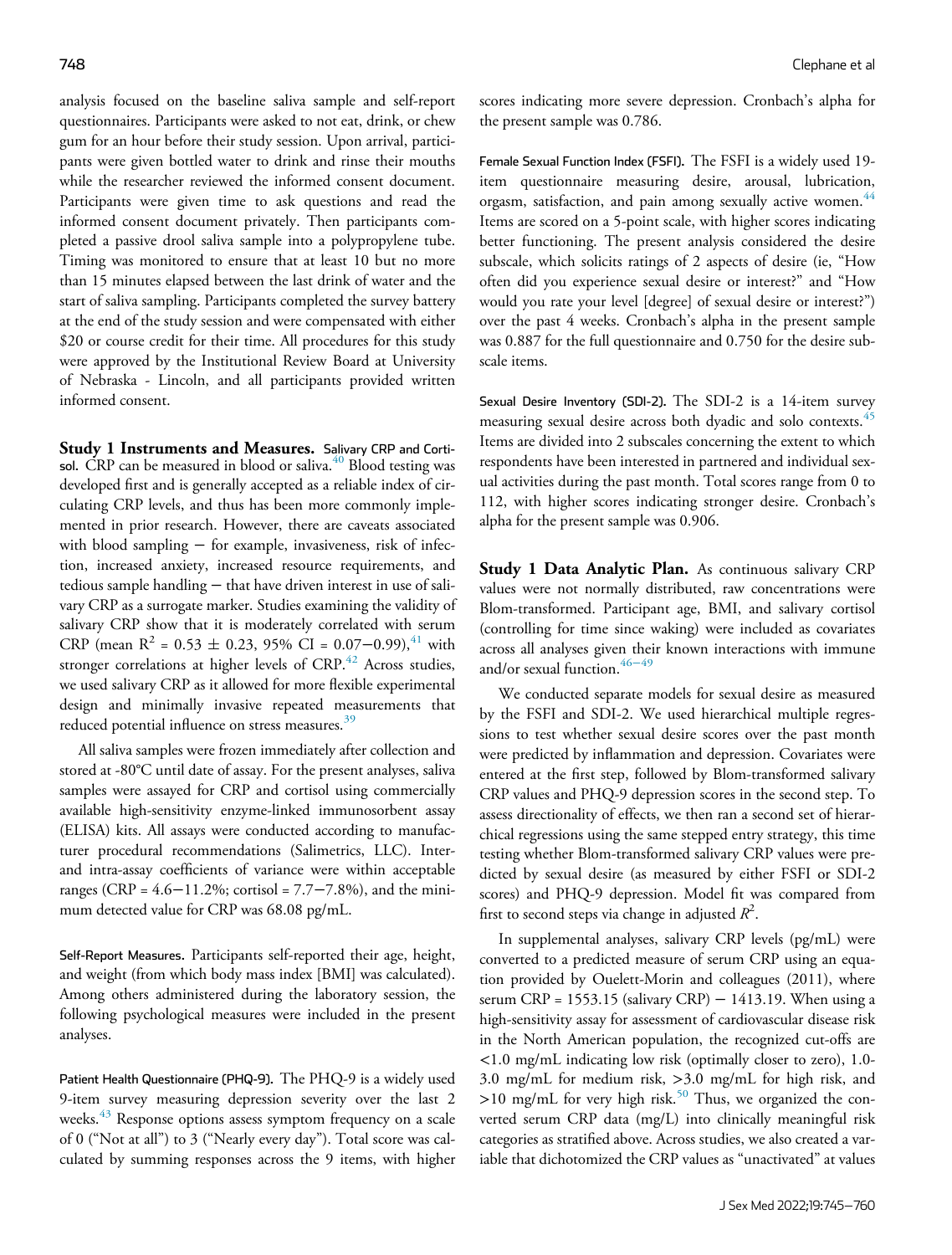analysis focused on the baseline saliva sample and self-report questionnaires. Participants were asked to not eat, drink, or chew gum for an hour before their study session. Upon arrival, participants were given bottled water to drink and rinse their mouths while the researcher reviewed the informed consent document. Participants were given time to ask questions and read the informed consent document privately. Then participants completed a passive drool saliva sample into a polypropylene tube. Timing was monitored to ensure that at least 10 but no more than 15 minutes elapsed between the last drink of water and the start of saliva sampling. Participants completed the survey battery at the end of the study session and were compensated with either \$20 or course credit for their time. All procedures for this study were approved by the Institutional Review Board at University of Nebraska - Lincoln, and all participants provided written informed consent.

**Study 1 Instruments and Measures.** Salivary CRP and Cortisol. CRP can be measured in blood or saliva.[40] Blood testing was developed first and is generally accepted as a reliable index of circulating CRP levels, and thus has been more commonly implemented in prior research. However, there are caveats associated with blood sampling − for example, invasiveness, risk of infection, increased anxiety, increased resource requirements, and tedious sample handling − that have driven interest in use of salivary CRP as a surrogate marker. Studies examining the validity of salivary CRP show that it is moderately correlated with serum CRP (mean $R^2$ = 0.53 ± 0.23, 95% CI = 0.07−0.99),[41] with stronger correlations at higher levels of CRP.[42] Across studies, we used salivary CRP as it allowed for more flexible experimental design and minimally invasive repeated measurements that reduced potential influence on stress measures.[39]

All saliva samples were frozen immediately after collection and stored at -80°C until date of assay. For the present analyses, saliva samples were assayed for CRP and cortisol using commercially available high-sensitivity enzyme-linked immunosorbent assay (ELISA) kits. All assays were conducted according to manufacturer procedural recommendations (Salimetrics, LLC). Inter- and intra-assay coefficients of variance were within acceptable ranges (CRP = 4.6−11.2%; cortisol = 7.7−7.8%), and the minimum detected value for CRP was 68.08 pg/mL.

Self-Report Measures. Participants self-reported their age, height, and weight (from which body mass index [BMI] was calculated). Among others administered during the laboratory session, the following psychological measures were included in the present analyses.

Patient Health Questionnaire (PHQ-9). The PHQ-9 is a widely used 9-item survey measuring depression severity over the last 2 weeks.[43] Response options assess symptom frequency on a scale of 0 ("Not at all") to 3 ("Nearly every day"). Total score was calculated by summing responses across the 9 items, with higher scores indicating more severe depression. Cronbach's alpha for the present sample was 0.786.

Female Sexual Function Index (FSFI). The FSFI is a widely used 19-item questionnaire measuring desire, arousal, lubrication, orgasm, satisfaction, and pain among sexually active women.[44] Items are scored on a 5-point scale, with higher scores indicating better functioning. The present analysis considered the desire subscale, which solicits ratings of 2 aspects of desire (ie, "How often did you experience sexual desire or interest?" and "How would you rate your level [degree] of sexual desire or interest?") over the past 4 weeks. Cronbach's alpha in the present sample was 0.887 for the full questionnaire and 0.750 for the desire subscale items.

Sexual Desire Inventory (SDI-2). The SDI-2 is a 14-item survey measuring sexual desire across both dyadic and solo contexts.[45] Items are divided into 2 subscales concerning the extent to which respondents have been interested in partnered and individual sexual activities during the past month. Total scores range from 0 to 112, with higher scores indicating stronger desire. Cronbach's alpha for the present sample was 0.906.

**Study 1 Data Analytic Plan.** As continuous salivary CRP values were not normally distributed, raw concentrations were Blom-transformed. Participant age, BMI, and salivary cortisol (controlling for time since waking) were included as covariates across all analyses given their known interactions with immune and/or sexual function.[46−49]

We conducted separate models for sexual desire as measured by the FSFI and SDI-2. We used hierarchical multiple regressions to test whether sexual desire scores over the past month were predicted by inflammation and depression. Covariates were entered at the first step, followed by Blom-transformed salivary CRP values and PHQ-9 depression scores in the second step. To assess directionality of effects, we then ran a second set of hierarchical regressions using the same stepped entry strategy, this time testing whether Blom-transformed salivary CRP values were predicted by sexual desire (as measured by either FSFI or SDI-2 scores) and PHQ-9 depression. Model fit was compared from first to second steps via change in adjusted $R^2$.

In supplemental analyses, salivary CRP levels (pg/mL) were converted to a predicted measure of serum CRP using an equation provided by Ouelett-Morin and colleagues (2011), where serum CRP = 1553.15 (salivary CRP) − 1413.19. When using a high-sensitivity assay for assessment of cardiovascular disease risk in the North American population, the recognized cut-offs are <1.0 mg/mL indicating low risk (optimally closer to zero), 1.0-3.0 mg/mL for medium risk, >3.0 mg/mL for high risk, and >10 mg/mL for very high risk.[50] Thus, we organized the converted serum CRP data (mg/L) into clinically meaningful risk categories as stratified above. Across studies, we also created a variable that dichotomized the CRP values as "unactivated" at values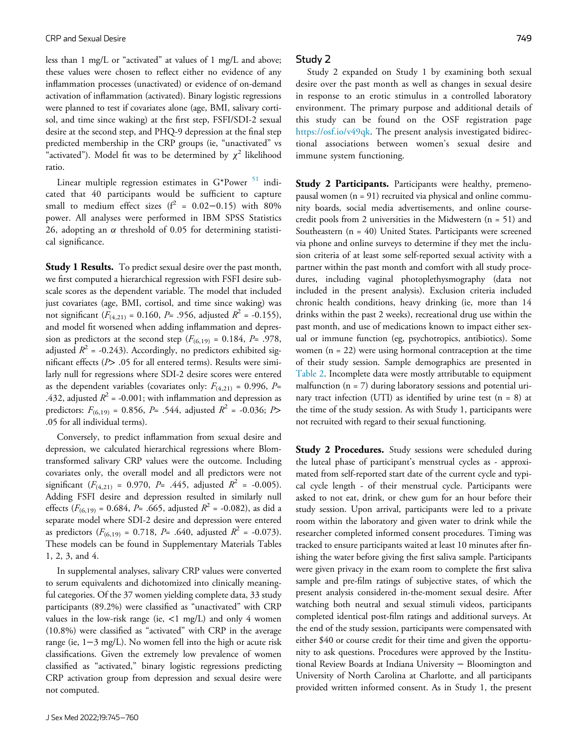less than 1 mg/L or "activated" at values of 1 mg/L and above; these values were chosen to reflect either no evidence of any inflammation processes (unactivated) or evidence of on-demand activation of inflammation (activated). Binary logistic regressions were planned to test if covariates alone (age, BMI, salivary cortisol, and time since waking) at the first step, FSFI/SDI-2 sexual desire at the second step, and PHQ-9 depression at the final step predicted membership in the CRP groups (ie, "unactivated" vs "activated"). Model fit was to be determined by $\chi^2$ likelihood ratio.

Linear multiple regression estimates in G*Power [51] indicated that 40 participants would be sufficient to capture small to medium effect sizes ($f^2$ = 0.02−0.15) with 80% power. All analyses were performed in IBM SPSS Statistics 26, adopting an $\alpha$ threshold of 0.05 for determining statistical significance.

**Study 1 Results.** To predict sexual desire over the past month, we first computed a hierarchical regression with FSFI desire subscale scores as the dependent variable. The model that included just covariates (age, BMI, cortisol, and time since waking) was not significant ($F_{(4,21)}$ = 0.160, $P$= .956, adjusted $R^2$ = -0.155), and model fit worsened when adding inflammation and depression as predictors at the second step ($F_{(6,19)}$ = 0.184, $P$= .978, adjusted $R^2$ = -0.243). Accordingly, no predictors exhibited significant effects ($P$> .05 for all entered terms). Results were similarly null for regressions where SDI-2 desire scores were entered as the dependent variables (covariates only: $F_{(4,21)}$ = 0.996, $P$= .432, adjusted $R^2$ = -0.001; with inflammation and depression as predictors: $F_{(6,19)}$ = 0.856, $P$= .544, adjusted $R^2$ = -0.036; $P$> .05 for all individual terms).

Conversely, to predict inflammation from sexual desire and depression, we calculated hierarchical regressions where Blom-transformed salivary CRP values were the outcome. Including covariates only, the overall model and all predictors were not significant ($F_{(4,21)}$ = 0.970, $P$= .445, adjusted $R^2$ = -0.005). Adding FSFI desire and depression resulted in similarly null effects ($F_{(6,19)}$ = 0.684, $P$= .665, adjusted $R^2$ = -0.082), as did a separate model where SDI-2 desire and depression were entered as predictors ($F_{(6,19)}$ = 0.718, $P$= .640, adjusted $R^2$ = -0.073). These models can be found in Supplementary Materials Tables 1, 2, 3, and 4.

In supplemental analyses, salivary CRP values were converted to serum equivalents and dichotomized into clinically meaningful categories. Of the 37 women yielding complete data, 33 study participants (89.2%) were classified as "unactivated" with CRP values in the low-risk range (ie, <1 mg/L) and only 4 women (10.8%) were classified as "activated" with CRP in the average range (ie, 1−3 mg/L). No women fell into the high or acute risk classifications. Given the extremely low prevalence of women classified as "activated," binary logistic regressions predicting CRP activation group from depression and sexual desire were not computed.

## Study 2

Study 2 expanded on Study 1 by examining both sexual desire over the past month as well as changes in sexual desire in response to an erotic stimulus in a controlled laboratory environment. The primary purpose and additional details of this study can be found on the OSF registration page https://osf.io/v49qk. The present analysis investigated bidirectional associations between women's sexual desire and immune system functioning.

**Study 2 Participants.** Participants were healthy, premenopausal women (n = 91) recruited via physical and online community boards, social media advertisements, and online course-credit pools from 2 universities in the Midwestern (n = 51) and Southeastern (n = 40) United States. Participants were screened via phone and online surveys to determine if they met the inclusion criteria of at least some self-reported sexual activity with a partner within the past month and comfort with all study procedures, including vaginal photoplethysmography (data not included in the present analysis). Exclusion criteria included chronic health conditions, heavy drinking (ie, more than 14 drinks within the past 2 weeks), recreational drug use within the past month, and use of medications known to impact either sexual or immune function (eg, psychotropics, antibiotics). Some women (n = 22) were using hormonal contraception at the time of their study session. Sample demographics are presented in Table 2. Incomplete data were mostly attributable to equipment malfunction (n = 7) during laboratory sessions and potential urinary tract infection (UTI) as identified by urine test (n = 8) at the time of the study session. As with Study 1, participants were not recruited with regard to their sexual functioning.

**Study 2 Procedures.** Study sessions were scheduled during the luteal phase of participant's menstrual cycles as - approximated from self-reported start date of the current cycle and typical cycle length - of their menstrual cycle. Participants were asked to not eat, drink, or chew gum for an hour before their study session. Upon arrival, participants were led to a private room within the laboratory and given water to drink while the researcher completed informed consent procedures. Timing was tracked to ensure participants waited at least 10 minutes after finishing the water before giving the first saliva sample. Participants were given privacy in the exam room to complete the first saliva sample and pre-film ratings of subjective states, of which the present analysis considered in-the-moment sexual desire. After watching both neutral and sexual stimuli videos, participants completed identical post-film ratings and additional surveys. At the end of the study session, participants were compensated with either $40 or course credit for their time and given the opportunity to ask questions. Procedures were approved by the Institutional Review Boards at Indiana University − Bloomington and University of North Carolina at Charlotte, and all participants provided written informed consent. As in Study 1, the present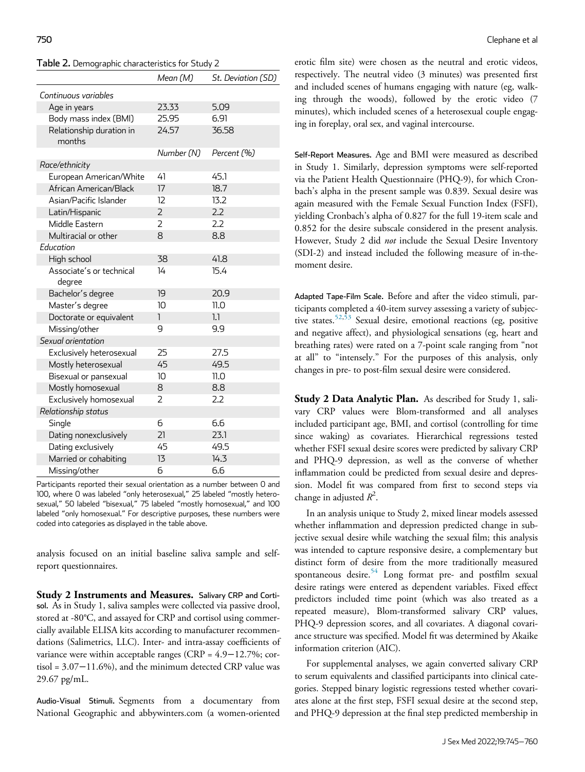Table 2. Demographic characteristics for Study 2

| | Mean (M) | St. Deviation (SD) |
|---|---|---|
| *Continuous variables* | | |
| Age in years | 23.33 | 5.09 |
| Body mass index (BMI) | 25.95 | 6.91 |
| Relationship duration in months | 24.57 | 36.58 |
| | *Number (N)* | *Percent (%)* |
| *Race/ethnicity* | | |
| European American/White | 41 | 45.1 |
| African American/Black | 17 | 18.7 |
| Asian/Pacific Islander | 12 | 13.2 |
| Latin/Hispanic | 2 | 2.2 |
| Middle Eastern | 2 | 2.2 |
| Multiracial or other | 8 | 8.8 |
| *Education* | | |
| High school | 38 | 41.8 |
| Associate's or technical degree | 14 | 15.4 |
| Bachelor's degree | 19 | 20.9 |
| Master's degree | 10 | 11.0 |
| Doctorate or equivalent | 1 | 1.1 |
| Missing/other | 9 | 9.9 |
| *Sexual orientation* | | |
| Exclusively heterosexual | 25 | 27.5 |
| Mostly heterosexual | 45 | 49.5 |
| Bisexual or pansexual | 10 | 11.0 |
| Mostly homosexual | 8 | 8.8 |
| Exclusively homosexual | 2 | 2.2 |
| *Relationship status* | | |
| Single | 6 | 6.6 |
| Dating nonexclusively | 21 | 23.1 |
| Dating exclusively | 45 | 49.5 |
| Married or cohabiting | 13 | 14.3 |
| Missing/other | 6 | 6.6 |

Participants reported their sexual orientation as a number between 0 and 100, where 0 was labeled "only heterosexual," 25 labeled "mostly heterosexual," 50 labeled "bisexual," 75 labeled "mostly homosexual," and 100 labeled "only homosexual." For descriptive purposes, these numbers were coded into categories as displayed in the table above.

analysis focused on an initial baseline saliva sample and self-report questionnaires.

**Study 2 Instruments and Measures.** Salivary CRP and Cortisol. As in Study 1, saliva samples were collected via passive drool, stored at -80°C, and assayed for CRP and cortisol using commercially available ELISA kits according to manufacturer recommendations (Salimetrics, LLC). Inter- and intra-assay coefficients of variance were within acceptable ranges (CRP = 4.9−12.7%; cortisol = 3.07−11.6%), and the minimum detected CRP value was 29.67 pg/mL.

Audio-Visual Stimuli. Segments from a documentary from National Geographic and abbywinters.com (a women-oriented erotic film site) were chosen as the neutral and erotic videos, respectively. The neutral video (3 minutes) was presented first and included scenes of humans engaging with nature (eg, walking through the woods), followed by the erotic video (7 minutes), which included scenes of a heterosexual couple engaging in foreplay, oral sex, and vaginal intercourse.

Self-Report Measures. Age and BMI were measured as described in Study 1. Similarly, depression symptoms were self-reported via the Patient Health Questionnaire (PHQ-9), for which Cronbach's alpha in the present sample was 0.839. Sexual desire was again measured with the Female Sexual Function Index (FSFI), yielding Cronbach's alpha of 0.827 for the full 19-item scale and 0.852 for the desire subscale considered in the present analysis. However, Study 2 did *not* include the Sexual Desire Inventory (SDI-2) and instead included the following measure of in-the-moment desire.

Adapted Tape-Film Scale. Before and after the video stimuli, participants completed a 40-item survey assessing a variety of subjective states.[52,53] Sexual desire, emotional reactions (eg, positive and negative affect), and physiological sensations (eg, heart and breathing rates) were rated on a 7-point scale ranging from "not at all" to "intensely." For the purposes of this analysis, only changes in pre- to post-film sexual desire were considered.

**Study 2 Data Analytic Plan.** As described for Study 1, salivary CRP values were Blom-transformed and all analyses included participant age, BMI, and cortisol (controlling for time since waking) as covariates. Hierarchical regressions tested whether FSFI sexual desire scores were predicted by salivary CRP and PHQ-9 depression, as well as the converse of whether inflammation could be predicted from sexual desire and depression. Model fit was compared from first to second steps via change in adjusted $R^2$.

In an analysis unique to Study 2, mixed linear models assessed whether inflammation and depression predicted change in subjective sexual desire while watching the sexual film; this analysis was intended to capture responsive desire, a complementary but distinct form of desire from the more traditionally measured spontaneous desire.[54] Long format pre- and postfilm sexual desire ratings were entered as dependent variables. Fixed effect predictors included time point (which was also treated as a repeated measure), Blom-transformed salivary CRP values, PHQ-9 depression scores, and all covariates. A diagonal covariance structure was specified. Model fit was determined by Akaike information criterion (AIC).

For supplemental analyses, we again converted salivary CRP to serum equivalents and classified participants into clinical categories. Stepped binary logistic regressions tested whether covariates alone at the first step, FSFI sexual desire at the second step, and PHQ-9 depression at the final step predicted membership in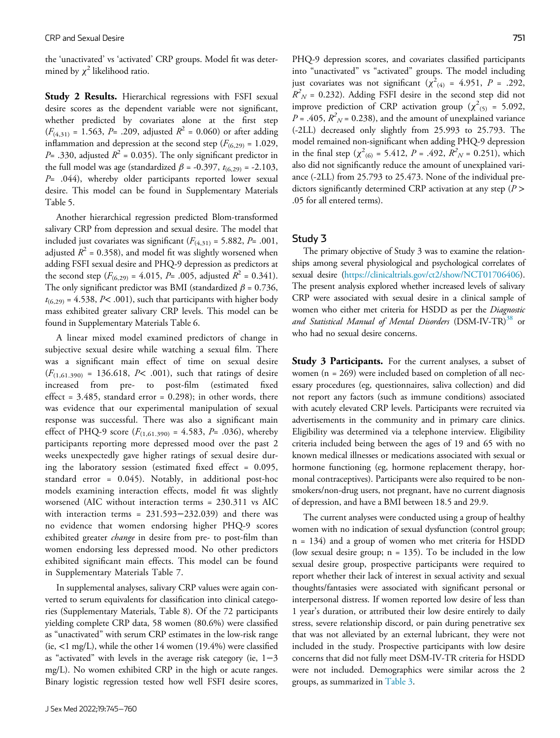the 'unactivated' vs 'activated' CRP groups. Model fit was determined by $\chi^2$ likelihood ratio.

**Study 2 Results.** Hierarchical regressions with FSFI sexual desire scores as the dependent variable were not significant, whether predicted by covariates alone at the first step ($F_{(4,31)}$ = 1.563, $P$= .209, adjusted $R^2$ = 0.060) or after adding inflammation and depression at the second step ($F_{(6,29)}$ = 1.029, $P$= .330, adjusted $R^2$ = 0.035). The only significant predictor in the full model was age (standardized $\beta$ = -0.397, $t_{(6,29)}$ = -2.103, $P$= .044), whereby older participants reported lower sexual desire. This model can be found in Supplementary Materials Table 5.

Another hierarchical regression predicted Blom-transformed salivary CRP from depression and sexual desire. The model that included just covariates was significant ($F_{(4,31)}$ = 5.882, $P$= .001, adjusted $R^2$ = 0.358), and model fit was slightly worsened when adding FSFI sexual desire and PHQ-9 depression as predictors at the second step ($F_{(6,29)}$ = 4.015, $P$= .005, adjusted $R^2$ = 0.341). The only significant predictor was BMI (standardized $\beta$ = 0.736, $t_{(6,29)}$ = 4.538, $P$< .001), such that participants with higher body mass exhibited greater salivary CRP levels. This model can be found in Supplementary Materials Table 6.

A linear mixed model examined predictors of change in subjective sexual desire while watching a sexual film. There was a significant main effect of time on sexual desire ($F_{(1,61.390)}$ = 136.618, $P$< .001), such that ratings of desire increased from pre- to post-film (estimated fixed effect = 3.485, standard error = 0.298); in other words, there was evidence that our experimental manipulation of sexual response was successful. There was also a significant main effect of PHQ-9 score ($F_{(1,61.390)}$ = 4.583, $P$= .036), whereby participants reporting more depressed mood over the past 2 weeks unexpectedly gave higher ratings of sexual desire during the laboratory session (estimated fixed effect = 0.095, standard error = 0.045). Notably, in additional post-hoc models examining interaction effects, model fit was slightly worsened (AIC without interaction terms = 230.311 vs AIC with interaction terms = 231.593−232.039) and there was no evidence that women endorsing higher PHQ-9 scores exhibited greater *change* in desire from pre- to post-film than women endorsing less depressed mood. No other predictors exhibited significant main effects. This model can be found in Supplementary Materials Table 7.

In supplemental analyses, salivary CRP values were again converted to serum equivalents for classification into clinical categories (Supplementary Materials, Table 8). Of the 72 participants yielding complete CRP data, 58 women (80.6%) were classified as "unactivated" with serum CRP estimates in the low-risk range (ie, <1 mg/L), while the other 14 women (19.4%) were classified as "activated" with levels in the average risk category (ie, 1−3 mg/L). No women exhibited CRP in the high or acute ranges. Binary logistic regression tested how well FSFI desire scores, PHQ-9 depression scores, and covariates classified participants into "unactivated" vs "activated" groups. The model including just covariates was not significant ($\chi^2_{(4)}$ = 4.951, $P$ = .292, $R^2_N$ = 0.232). Adding FSFI desire in the second step did not improve prediction of CRP activation group ($\chi^2_{(5)}$ = 5.092, $P$ = .405, $R^2_N$ = 0.238), and the amount of unexplained variance (-2LL) decreased only slightly from 25.993 to 25.793. The model remained non-significant when adding PHQ-9 depression in the final step ($\chi^2_{(6)}$ = 5.412, $P$ = .492, $R^2_N$ = 0.251), which also did not significantly reduce the amount of unexplained variance (-2LL) from 25.793 to 25.473. None of the individual predictors significantly determined CRP activation at any step ($P$ > .05 for all entered terms).

## Study 3

The primary objective of Study 3 was to examine the relationships among several physiological and psychological correlates of sexual desire (https://clinicaltrials.gov/ct2/show/NCT01706406). The present analysis explored whether increased levels of salivary CRP were associated with sexual desire in a clinical sample of women who either met criteria for HSDD as per the *Diagnostic and Statistical Manual of Mental Disorders* (DSM-IV-TR)[38] or who had no sexual desire concerns.

**Study 3 Participants.** For the current analyses, a subset of women (n = 269) were included based on completion of all necessary procedures (eg, questionnaires, saliva collection) and did not report any factors (such as immune conditions) associated with acutely elevated CRP levels. Participants were recruited via advertisements in the community and in primary care clinics. Eligibility was determined via a telephone interview. Eligibility criteria included being between the ages of 19 and 65 with no known medical illnesses or medications associated with sexual or hormone functioning (eg, hormone replacement therapy, hormonal contraceptives). Participants were also required to be non-smokers/non-drug users, not pregnant, have no current diagnosis of depression, and have a BMI between 18.5 and 29.9.

The current analyses were conducted using a group of healthy women with no indication of sexual dysfunction (control group; n = 134) and a group of women who met criteria for HSDD (low sexual desire group; n = 135). To be included in the low sexual desire group, prospective participants were required to report whether their lack of interest in sexual activity and sexual thoughts/fantasies were associated with significant personal or interpersonal distress. If women reported low desire of less than 1 year's duration, or attributed their low desire entirely to daily stress, severe relationship discord, or pain during penetrative sex that was not alleviated by an external lubricant, they were not included in the study. Prospective participants with low desire concerns that did not fully meet DSM-IV-TR criteria for HSDD were not included. Demographics were similar across the 2 groups, as summarized in Table 3.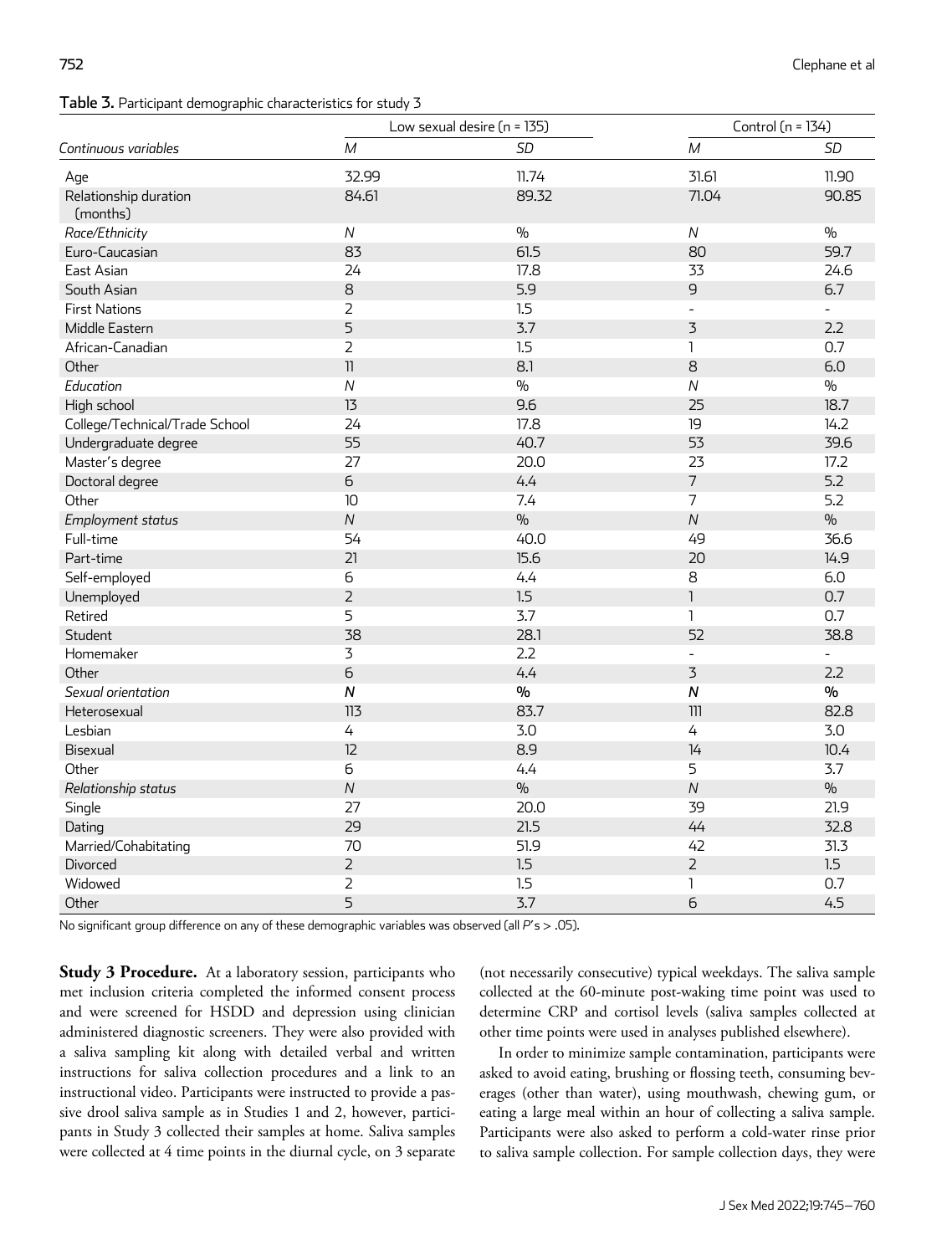**Table 3.** Participant demographic characteristics for study 3

| | Low sexual desire (n = 135) | | Control (n = 134) | |
|---|---|---|---|---|
| *Continuous variables* | *M* | *SD* | *M* | *SD* |
| Age | 32.99 | 11.74 | 31.61 | 11.90 |
| Relationship duration (months) | 84.61 | 89.32 | 71.04 | 90.85 |
| *Race/Ethnicity* | *N* | % | *N* | % |
| Euro-Caucasian | 83 | 61.5 | 80 | 59.7 |
| East Asian | 24 | 17.8 | 33 | 24.6 |
| South Asian | 8 | 5.9 | 9 | 6.7 |
| First Nations | 2 | 1.5 | - | - |
| Middle Eastern | 5 | 3.7 | 3 | 2.2 |
| African-Canadian | 2 | 1.5 | 1 | 0.7 |
| Other | 11 | 8.1 | 8 | 6.0 |
| *Education* | *N* | % | *N* | % |
| High school | 13 | 9.6 | 25 | 18.7 |
| College/Technical/Trade School | 24 | 17.8 | 19 | 14.2 |
| Undergraduate degree | 55 | 40.7 | 53 | 39.6 |
| Master's degree | 27 | 20.0 | 23 | 17.2 |
| Doctoral degree | 6 | 4.4 | 7 | 5.2 |
| Other | 10 | 7.4 | 7 | 5.2 |
| *Employment status* | *N* | % | *N* | % |
| Full-time | 54 | 40.0 | 49 | 36.6 |
| Part-time | 21 | 15.6 | 20 | 14.9 |
| Self-employed | 6 | 4.4 | 8 | 6.0 |
| Unemployed | 2 | 1.5 | 1 | 0.7 |
| Retired | 5 | 3.7 | 1 | 0.7 |
| Student | 38 | 28.1 | 52 | 38.8 |
| Homemaker | 3 | 2.2 | - | - |
| Other | 6 | 4.4 | 3 | 2.2 |
| *Sexual orientation* | ***N*** | **%** | ***N*** | **%** |
| Heterosexual | 113 | 83.7 | 111 | 82.8 |
| Lesbian | 4 | 3.0 | 4 | 3.0 |
| Bisexual | 12 | 8.9 | 14 | 10.4 |
| Other | 6 | 4.4 | 5 | 3.7 |
| *Relationship status* | *N* | % | *N* | % |
| Single | 27 | 20.0 | 39 | 21.9 |
| Dating | 29 | 21.5 | 44 | 32.8 |
| Married/Cohabitating | 70 | 51.9 | 42 | 31.3 |
| Divorced | 2 | 1.5 | 2 | 1.5 |
| Widowed | 2 | 1.5 | 1 | 0.7 |
| Other | 5 | 3.7 | 6 | 4.5 |

No significant group difference on any of these demographic variables was observed (all $P$'s > .05).

**Study 3 Procedure.** At a laboratory session, participants who met inclusion criteria completed the informed consent process and were screened for HSDD and depression using clinician administered diagnostic screeners. They were also provided with a saliva sampling kit along with detailed verbal and written instructions for saliva collection procedures and a link to an instructional video. Participants were instructed to provide a passive drool saliva sample as in Studies 1 and 2, however, participants in Study 3 collected their samples at home. Saliva samples were collected at 4 time points in the diurnal cycle, on 3 separate (not necessarily consecutive) typical weekdays. The saliva sample collected at the 60-minute post-waking time point was used to determine CRP and cortisol levels (saliva samples collected at other time points were used in analyses published elsewhere).

In order to minimize sample contamination, participants were asked to avoid eating, brushing or flossing teeth, consuming beverages (other than water), using mouthwash, chewing gum, or eating a large meal within an hour of collecting a saliva sample. Participants were also asked to perform a cold-water rinse prior to saliva sample collection. For sample collection days, they were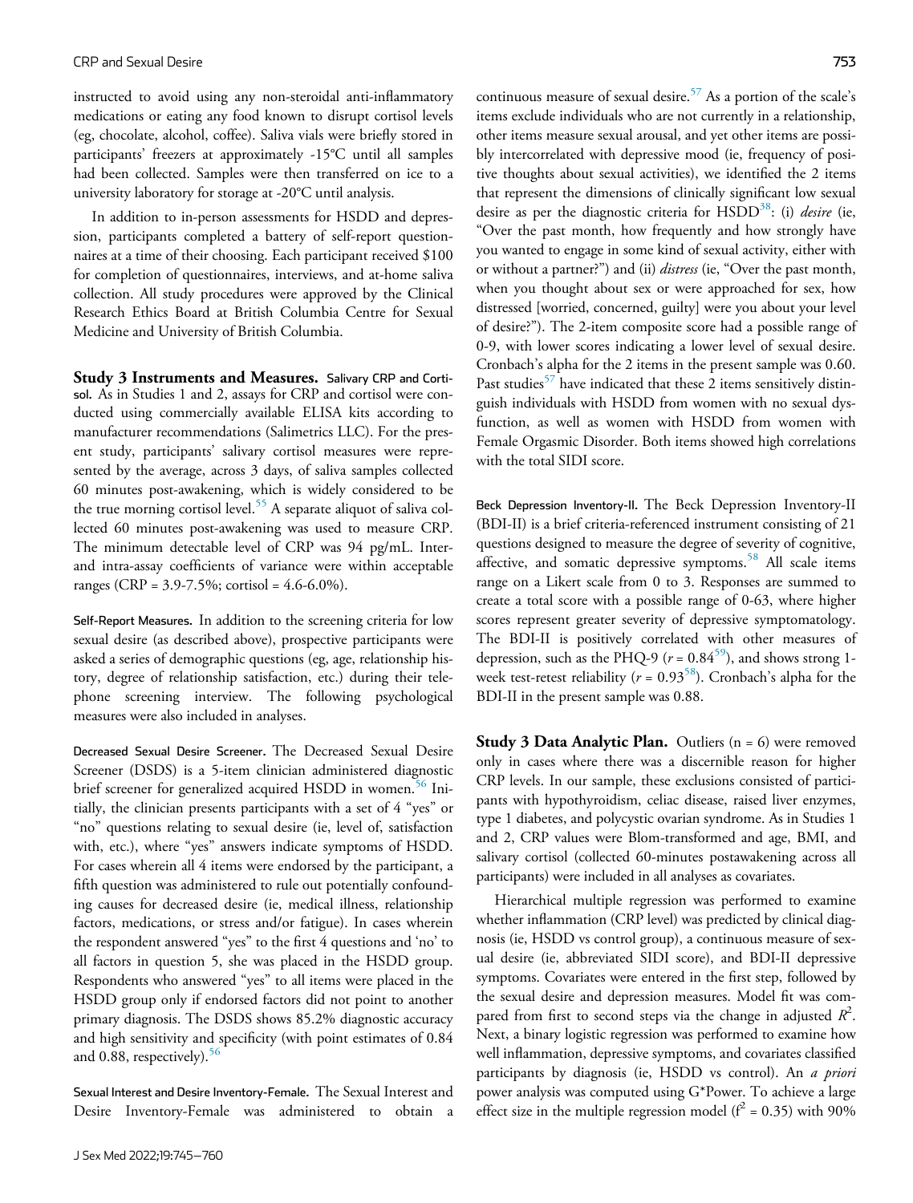instructed to avoid using any non-steroidal anti-inflammatory medications or eating any food known to disrupt cortisol levels (eg, chocolate, alcohol, coffee). Saliva vials were briefly stored in participants' freezers at approximately -15°C until all samples had been collected. Samples were then transferred on ice to a university laboratory for storage at -20°C until analysis.

In addition to in-person assessments for HSDD and depression, participants completed a battery of self-report questionnaires at a time of their choosing. Each participant received \$100 for completion of questionnaires, interviews, and at-home saliva collection. All study procedures were approved by the Clinical Research Ethics Board at British Columbia Centre for Sexual Medicine and University of British Columbia.

**Study 3 Instruments and Measures.** Salivary CRP and Cortisol. As in Studies 1 and 2, assays for CRP and cortisol were conducted using commercially available ELISA kits according to manufacturer recommendations (Salimetrics LLC). For the present study, participants' salivary cortisol measures were represented by the average, across 3 days, of saliva samples collected 60 minutes post-awakening, which is widely considered to be the true morning cortisol level.[55] A separate aliquot of saliva collected 60 minutes post-awakening was used to measure CRP. The minimum detectable level of CRP was 94 pg/mL. Inter- and intra-assay coefficients of variance were within acceptable ranges (CRP = 3.9-7.5%; cortisol = 4.6-6.0%).

Self-Report Measures. In addition to the screening criteria for low sexual desire (as described above), prospective participants were asked a series of demographic questions (eg, age, relationship history, degree of relationship satisfaction, etc.) during their telephone screening interview. The following psychological measures were also included in analyses.

Decreased Sexual Desire Screener. The Decreased Sexual Desire Screener (DSDS) is a 5-item clinician administered diagnostic brief screener for generalized acquired HSDD in women.[56] Initially, the clinician presents participants with a set of 4 "yes" or "no" questions relating to sexual desire (ie, level of, satisfaction with, etc.), where "yes" answers indicate symptoms of HSDD. For cases wherein all 4 items were endorsed by the participant, a fifth question was administered to rule out potentially confounding causes for decreased desire (ie, medical illness, relationship factors, medications, or stress and/or fatigue). In cases wherein the respondent answered "yes" to the first 4 questions and 'no' to all factors in question 5, she was placed in the HSDD group. Respondents who answered "yes" to all items were placed in the HSDD group only if endorsed factors did not point to another primary diagnosis. The DSDS shows 85.2% diagnostic accuracy and high sensitivity and specificity (with point estimates of 0.84 and 0.88, respectively).[56]

Sexual Interest and Desire Inventory-Female. The Sexual Interest and Desire Inventory-Female was administered to obtain a continuous measure of sexual desire.[57] As a portion of the scale's items exclude individuals who are not currently in a relationship, other items measure sexual arousal, and yet other items are possibly intercorrelated with depressive mood (ie, frequency of positive thoughts about sexual activities), we identified the 2 items that represent the dimensions of clinically significant low sexual desire as per the diagnostic criteria for HSDD[38]: (i) *desire* (ie, "Over the past month, how frequently and how strongly have you wanted to engage in some kind of sexual activity, either with or without a partner?") and (ii) *distress* (ie, "Over the past month, when you thought about sex or were approached for sex, how distressed [worried, concerned, guilty] were you about your level of desire?"). The 2-item composite score had a possible range of 0-9, with lower scores indicating a lower level of sexual desire. Cronbach's alpha for the 2 items in the present sample was 0.60. Past studies[57] have indicated that these 2 items sensitively distinguish individuals with HSDD from women with no sexual dysfunction, as well as women with HSDD from women with Female Orgasmic Disorder. Both items showed high correlations with the total SIDI score.

Beck Depression Inventory-II. The Beck Depression Inventory-II (BDI-II) is a brief criteria-referenced instrument consisting of 21 questions designed to measure the degree of severity of cognitive, affective, and somatic depressive symptoms.[58] All scale items range on a Likert scale from 0 to 3. Responses are summed to create a total score with a possible range of 0-63, where higher scores represent greater severity of depressive symptomatology. The BDI-II is positively correlated with other measures of depression, such as the PHQ-9 ($r = 0.84$[59]), and shows strong 1-week test-retest reliability ($r = 0.93$[58]). Cronbach's alpha for the BDI-II in the present sample was 0.88.

**Study 3 Data Analytic Plan.** Outliers (n = 6) were removed only in cases where there was a discernible reason for higher CRP levels. In our sample, these exclusions consisted of participants with hypothyroidism, celiac disease, raised liver enzymes, type 1 diabetes, and polycystic ovarian syndrome. As in Studies 1 and 2, CRP values were Blom-transformed and age, BMI, and salivary cortisol (collected 60-minutes postawakening across all participants) were included in all analyses as covariates.

Hierarchical multiple regression was performed to examine whether inflammation (CRP level) was predicted by clinical diagnosis (ie, HSDD vs control group), a continuous measure of sexual desire (ie, abbreviated SIDI score), and BDI-II depressive symptoms. Covariates were entered in the first step, followed by the sexual desire and depression measures. Model fit was compared from first to second steps via the change in adjusted $R^2$. Next, a binary logistic regression was performed to examine how well inflammation, depressive symptoms, and covariates classified participants by diagnosis (ie, HSDD vs control). An *a priori* power analysis was computed using G*Power. To achieve a large effect size in the multiple regression model ($f^2 = 0.35$) with 90%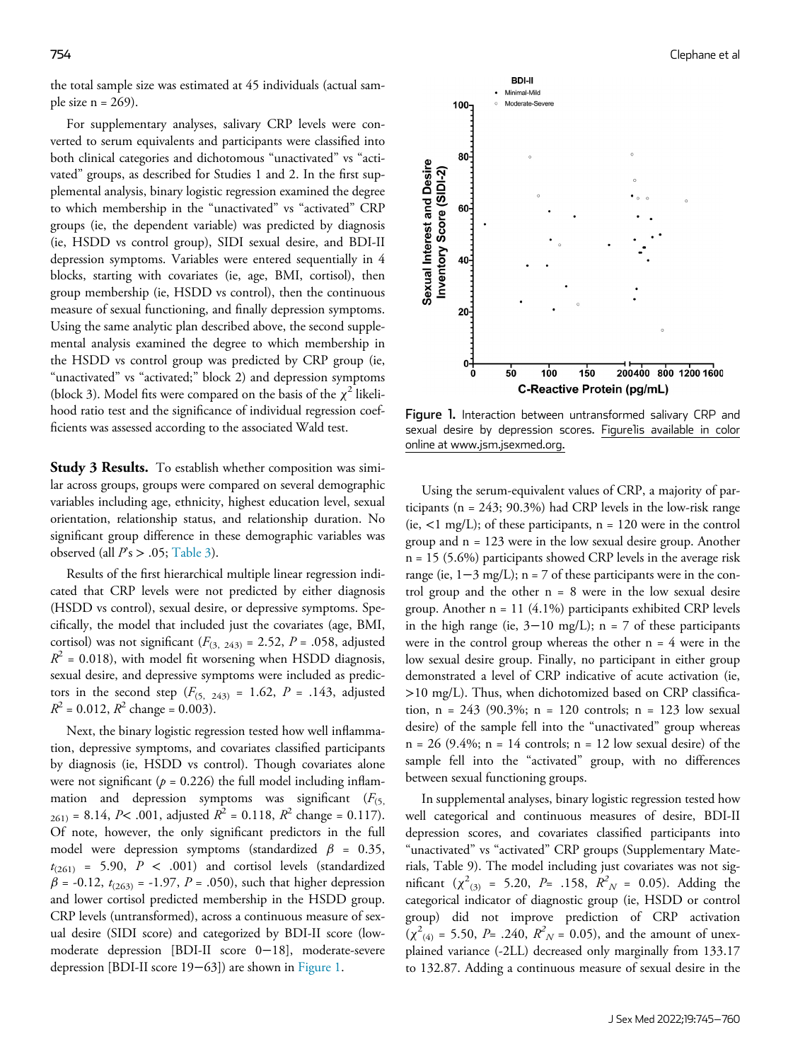the total sample size was estimated at 45 individuals (actual sample size n = 269).

For supplementary analyses, salivary CRP levels were converted to serum equivalents and participants were classified into both clinical categories and dichotomous "unactivated" vs "activated" groups, as described for Studies 1 and 2. In the first supplemental analysis, binary logistic regression examined the degree to which membership in the "unactivated" vs "activated" CRP groups (ie, the dependent variable) was predicted by diagnosis (ie, HSDD vs control group), SIDI sexual desire, and BDI-II depression symptoms. Variables were entered sequentially in 4 blocks, starting with covariates (ie, age, BMI, cortisol), then group membership (ie, HSDD vs control), then the continuous measure of sexual functioning, and finally depression symptoms. Using the same analytic plan described above, the second supplemental analysis examined the degree to which membership in the HSDD vs control group was predicted by CRP group (ie, "unactivated" vs "activated;" block 2) and depression symptoms (block 3). Model fits were compared on the basis of the $\chi^2$ likelihood ratio test and the significance of individual regression coefficients was assessed according to the associated Wald test.

**Study 3 Results.** To establish whether composition was similar across groups, groups were compared on several demographic variables including age, ethnicity, highest education level, sexual orientation, relationship status, and relationship duration. No significant group difference in these demographic variables was observed (all $P$'s > .05; Table 3).

Results of the first hierarchical multiple linear regression indicated that CRP levels were not predicted by either diagnosis (HSDD vs control), sexual desire, or depressive symptoms. Specifically, the model that included just the covariates (age, BMI, cortisol) was not significant ($F_{(3,\ 243)}$ = 2.52, $P$ = .058, adjusted $R^2$ = 0.018), with model fit worsening when HSDD diagnosis, sexual desire, and depressive symptoms were included as predictors in the second step ($F_{(5,\ 243)}$ = 1.62, $P$ = .143, adjusted $R^2$ = 0.012, $R^2$ change = 0.003).

Next, the binary logistic regression tested how well inflammation, depressive symptoms, and covariates classified participants by diagnosis (ie, HSDD vs control). Though covariates alone were not significant ($p$ = 0.226) the full model including inflammation and depression symptoms was significant ($F_{(5,\ 261)}$ = 8.14, $P$< .001, adjusted $R^2$ = 0.118, $R^2$ change = 0.117). Of note, however, the only significant predictors in the full model were depression symptoms (standardized $\beta$ = 0.35, $t_{(261)}$ = 5.90, $P$ < .001) and cortisol levels (standardized $\beta$ = -0.12, $t_{(263)}$ = -1.97, $P$ = .050), such that higher depression and lower cortisol predicted membership in the HSDD group. CRP levels (untransformed), across a continuous measure of sexual desire (SIDI score) and categorized by BDI-II score (low-moderate depression [BDI-II score 0−18], moderate-severe depression [BDI-II score 19−63]) are shown in Figure 1.

Figure 1. Interaction between untransformed salivary CRP and sexual desire by depression scores. Figure 1 is available in color online at www.jsm.jsexmed.org.

Using the serum-equivalent values of CRP, a majority of participants (n = 243; 90.3%) had CRP levels in the low-risk range (ie, <1 mg/L); of these participants, n = 120 were in the control group and n = 123 were in the low sexual desire group. Another n = 15 (5.6%) participants showed CRP levels in the average risk range (ie, 1−3 mg/L); n = 7 of these participants were in the control group and the other n = 8 were in the low sexual desire group. Another n = 11 (4.1%) participants exhibited CRP levels in the high range (ie, 3−10 mg/L); n = 7 of these participants were in the control group whereas the other n = 4 were in the low sexual desire group. Finally, no participant in either group demonstrated a level of CRP indicative of acute activation (ie, >10 mg/L). Thus, when dichotomized based on CRP classification, n = 243 (90.3%; n = 120 controls; n = 123 low sexual desire) of the sample fell into the "unactivated" group whereas n = 26 (9.4%; n = 14 controls; n = 12 low sexual desire) of the sample fell into the "activated" group, with no differences between sexual functioning groups.

In supplemental analyses, binary logistic regression tested how well categorical and continuous measures of desire, BDI-II depression scores, and covariates classified participants into "unactivated" vs "activated" CRP groups (Supplementary Materials, Table 9). The model including just covariates was not significant ($\chi^2_{(3)}$ = 5.20, $P$= .158, $R^2_N$ = 0.05). Adding the categorical indicator of diagnostic group (ie, HSDD or control group) did not improve prediction of CRP activation ($\chi^2_{(4)}$ = 5.50, $P$= .240, $R^2_N$ = 0.05), and the amount of unexplained variance (-2LL) decreased only marginally from 133.17 to 132.87. Adding a continuous measure of sexual desire in the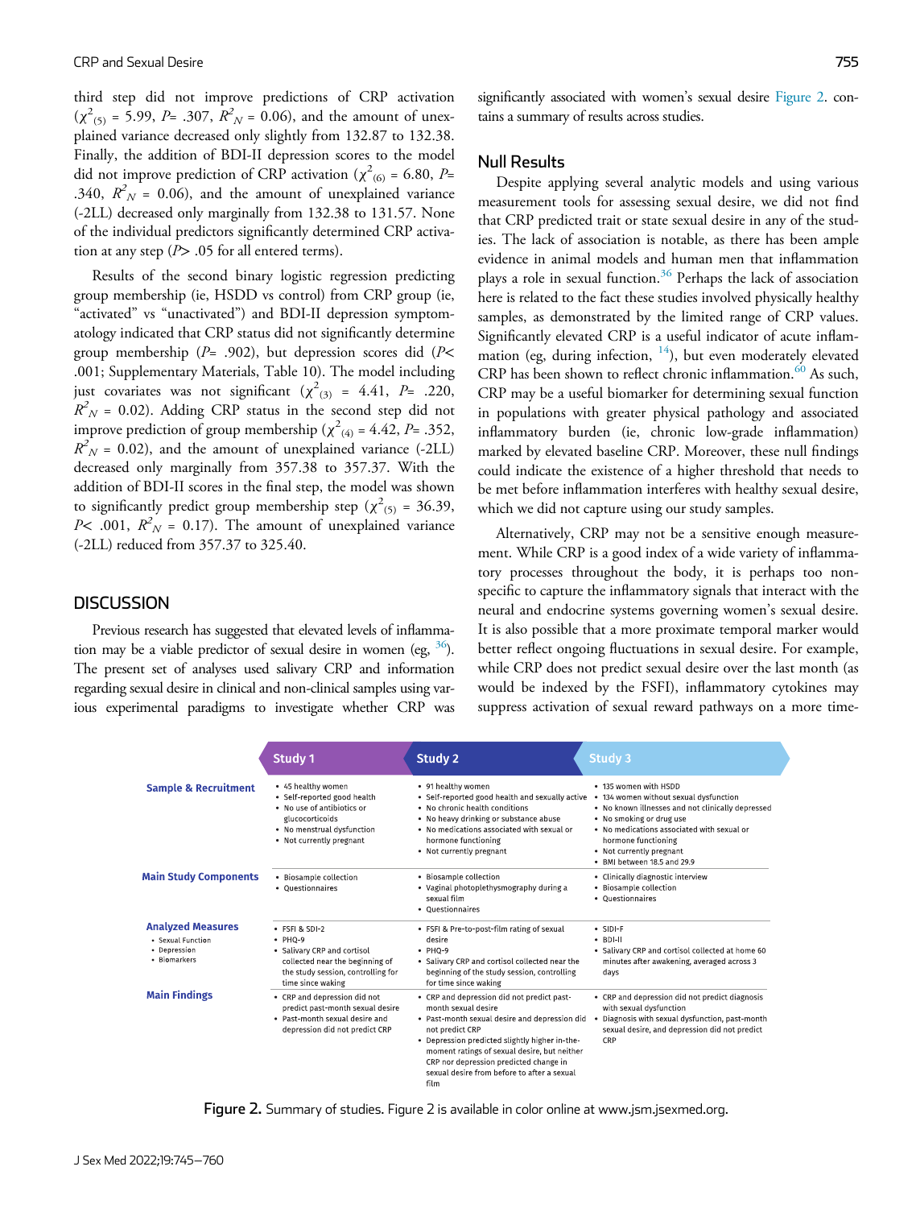third step did not improve predictions of CRP activation ($\chi^2_{(5)}$ = 5.99, $P$= .307, $R^2_N$ = 0.06), and the amount of unexplained variance decreased only slightly from 132.87 to 132.38. Finally, the addition of BDI-II depression scores to the model did not improve prediction of CRP activation ($\chi^2_{(6)}$ = 6.80, $P$= .340, $R^2_N$ = 0.06), and the amount of unexplained variance (-2LL) decreased only marginally from 132.38 to 131.57. None of the individual predictors significantly determined CRP activation at any step ($P$> .05 for all entered terms).

Results of the second binary logistic regression predicting group membership (ie, HSDD vs control) from CRP group (ie, "activated" vs "unactivated") and BDI-II depression symptomatology indicated that CRP status did not significantly determine group membership ($P$= .902), but depression scores did ($P$< .001; Supplementary Materials, Table 10). The model including just covariates was not significant ($\chi^2_{(3)}$ = 4.41, $P$= .220, $R^2_N$ = 0.02). Adding CRP status in the second step did not improve prediction of group membership ($\chi^2_{(4)}$ = 4.42, $P$= .352, $R^2_N$ = 0.02), and the amount of unexplained variance (-2LL) decreased only marginally from 357.38 to 357.37. With the addition of BDI-II scores in the final step, the model was shown to significantly predict group membership step ($\chi^2_{(5)}$ = 36.39, $P$< .001, $R^2_N$ = 0.17). The amount of unexplained variance (-2LL) reduced from 357.37 to 325.40.

## DISCUSSION

Previous research has suggested that elevated levels of inflammation may be a viable predictor of sexual desire in women (eg, [36]). The present set of analyses used salivary CRP and information regarding sexual desire in clinical and non-clinical samples using various experimental paradigms to investigate whether CRP was significantly associated with women's sexual desire Figure 2. contains a summary of results across studies.

### Null Results

Despite applying several analytic models and using various measurement tools for assessing sexual desire, we did not find that CRP predicted trait or state sexual desire in any of the studies. The lack of association is notable, as there has been ample evidence in animal models and human men that inflammation plays a role in sexual function.[36] Perhaps the lack of association here is related to the fact these studies involved physically healthy samples, as demonstrated by the limited range of CRP values. Significantly elevated CRP is a useful indicator of acute inflammation (eg, during infection, [14]), but even moderately elevated CRP has been shown to reflect chronic inflammation.[60] As such, CRP may be a useful biomarker for determining sexual function in populations with greater physical pathology and associated inflammatory burden (ie, chronic low-grade inflammation) marked by elevated baseline CRP. Moreover, these null findings could indicate the existence of a higher threshold that needs to be met before inflammation interferes with healthy sexual desire, which we did not capture using our study samples.

Alternatively, CRP may not be a sensitive enough measurement. While CRP is a good index of a wide variety of inflammatory processes throughout the body, it is perhaps too nonspecific to capture the inflammatory signals that interact with the neural and endocrine systems governing women's sexual desire. It is also possible that a more proximate temporal marker would better reflect ongoing fluctuations in sexual desire. For example, while CRP does not predict sexual desire over the last month (as would be indexed by the FSFI), inflammatory cytokines may suppress activation of sexual reward pathways on a more time-

| | Study 1 | Study 2 | Study 3 |
|---|---|---|---|
| **Sample & Recruitment** | • 45 healthy women<br>• Self-reported good health<br>• No use of antibiotics or glucocorticoids<br>• No menstrual dysfunction<br>• Not currently pregnant | • 91 healthy women<br>• Self-reported good health and sexually active<br>• No chronic health conditions<br>• No heavy drinking or substance abuse<br>• No medications associated with sexual or hormone functioning<br>• Not currently pregnant | • 135 women with HSDD<br>• 134 women without sexual dysfunction<br>• No known illnesses and not clinically depressed<br>• No smoking or drug use<br>• No medications associated with sexual or hormone functioning<br>• Not currently pregnant<br>• BMI between 18.5 and 29.9 |
| **Main Study Components** | • Biosample collection<br>• Questionnaires | • Biosample collection<br>• Vaginal photoplethysmography during a sexual film<br>• Questionnaires | • Clinically diagnostic interview<br>• Biosample collection<br>• Questionnaires |
| **Analyzed Measures**<br>• Sexual Function<br>• Depression<br>• Biomarkers | • FSFI & SDI-2<br>• PHQ-9<br>• Salivary CRP and cortisol collected near the beginning of the study session, controlling for the time since waking | • FSFI & Pre-to-post-film rating of sexual desire<br>• PHQ-9<br>• Salivary CRP and cortisol collected near the beginning of the study session, controlling for time since waking | • SIDI-F<br>• BDI-II<br>• Salivary CRP and cortisol collected at home 60 minutes after awakening, averaged across 3 days |
| **Main Findings** | • CRP and depression did not predict past-month sexual desire<br>• Past-month sexual desire and depression did not predict CRP | • CRP and depression did not predict past-month sexual desire<br>• Past-month sexual desire and depression did not predict CRP<br>• Depression predicted slightly higher in-the-moment ratings of sexual desire, but neither CRP nor depression predicted change in sexual desire from before to after a sexual film | • CRP and depression did not predict diagnosis with sexual dysfunction<br>• Diagnosis with sexual dysfunction, past-month sexual desire, and depression did not predict CRP |

Figure 2. Summary of studies. Figure 2 is available in color online at www.jsm.jsexmed.org.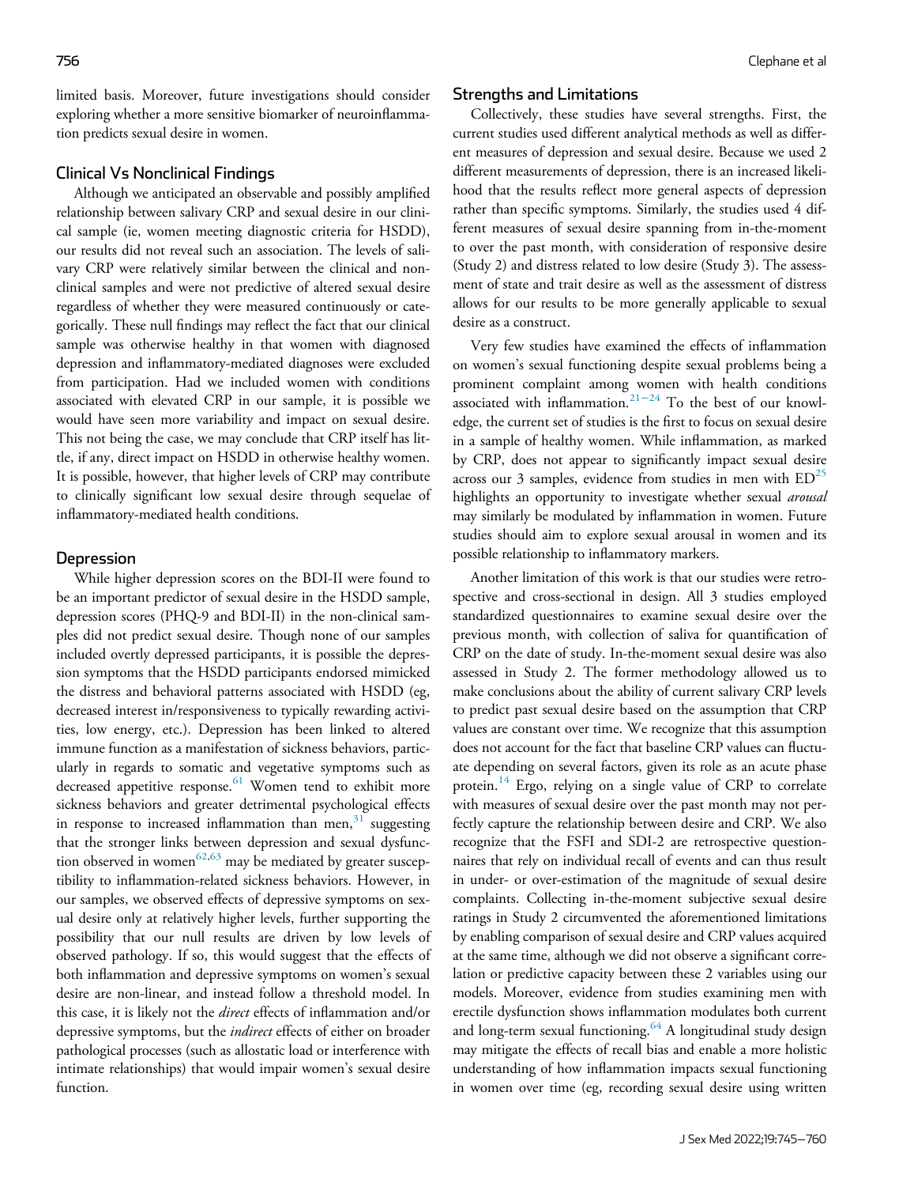limited basis. Moreover, future investigations should consider exploring whether a more sensitive biomarker of neuroinflammation predicts sexual desire in women.

## Clinical Vs Nonclinical Findings

Although we anticipated an observable and possibly amplified relationship between salivary CRP and sexual desire in our clinical sample (ie, women meeting diagnostic criteria for HSDD), our results did not reveal such an association. The levels of salivary CRP were relatively similar between the clinical and nonclinical samples and were not predictive of altered sexual desire regardless of whether they were measured continuously or categorically. These null findings may reflect the fact that our clinical sample was otherwise healthy in that women with diagnosed depression and inflammatory-mediated diagnoses were excluded from participation. Had we included women with conditions associated with elevated CRP in our sample, it is possible we would have seen more variability and impact on sexual desire. This not being the case, we may conclude that CRP itself has little, if any, direct impact on HSDD in otherwise healthy women. It is possible, however, that higher levels of CRP may contribute to clinically significant low sexual desire through sequelae of inflammatory-mediated health conditions.

## Depression

While higher depression scores on the BDI-II were found to be an important predictor of sexual desire in the HSDD sample, depression scores (PHQ-9 and BDI-II) in the non-clinical samples did not predict sexual desire. Though none of our samples included overtly depressed participants, it is possible the depression symptoms that the HSDD participants endorsed mimicked the distress and behavioral patterns associated with HSDD (eg, decreased interest in/responsiveness to typically rewarding activities, low energy, etc.). Depression has been linked to altered immune function as a manifestation of sickness behaviors, particularly in regards to somatic and vegetative symptoms such as decreased appetitive response.[61] Women tend to exhibit more sickness behaviors and greater detrimental psychological effects in response to increased inflammation than men,[31] suggesting that the stronger links between depression and sexual dysfunction observed in women[62,63] may be mediated by greater susceptibility to inflammation-related sickness behaviors. However, in our samples, we observed effects of depressive symptoms on sexual desire only at relatively higher levels, further supporting the possibility that our null results are driven by low levels of observed pathology. If so, this would suggest that the effects of both inflammation and depressive symptoms on women's sexual desire are non-linear, and instead follow a threshold model. In this case, it is likely not the *direct* effects of inflammation and/or depressive symptoms, but the *indirect* effects of either on broader pathological processes (such as allostatic load or interference with intimate relationships) that would impair women's sexual desire function.

## Strengths and Limitations

Collectively, these studies have several strengths. First, the current studies used different analytical methods as well as different measures of depression and sexual desire. Because we used 2 different measurements of depression, there is an increased likelihood that the results reflect more general aspects of depression rather than specific symptoms. Similarly, the studies used 4 different measures of sexual desire spanning from in-the-moment to over the past month, with consideration of responsive desire (Study 2) and distress related to low desire (Study 3). The assessment of state and trait desire as well as the assessment of distress allows for our results to be more generally applicable to sexual desire as a construct.

Very few studies have examined the effects of inflammation on women's sexual functioning despite sexual problems being a prominent complaint among women with health conditions associated with inflammation.[21−24] To the best of our knowledge, the current set of studies is the first to focus on sexual desire in a sample of healthy women. While inflammation, as marked by CRP, does not appear to significantly impact sexual desire across our 3 samples, evidence from studies in men with ED[25] highlights an opportunity to investigate whether sexual *arousal* may similarly be modulated by inflammation in women. Future studies should aim to explore sexual arousal in women and its possible relationship to inflammatory markers.

Another limitation of this work is that our studies were retrospective and cross-sectional in design. All 3 studies employed standardized questionnaires to examine sexual desire over the previous month, with collection of saliva for quantification of CRP on the date of study. In-the-moment sexual desire was also assessed in Study 2. The former methodology allowed us to make conclusions about the ability of current salivary CRP levels to predict past sexual desire based on the assumption that CRP values are constant over time. We recognize that this assumption does not account for the fact that baseline CRP values can fluctuate depending on several factors, given its role as an acute phase protein.[14] Ergo, relying on a single value of CRP to correlate with measures of sexual desire over the past month may not perfectly capture the relationship between desire and CRP. We also recognize that the FSFI and SDI-2 are retrospective questionnaires that rely on individual recall of events and can thus result in under- or over-estimation of the magnitude of sexual desire complaints. Collecting in-the-moment subjective sexual desire ratings in Study 2 circumvented the aforementioned limitations by enabling comparison of sexual desire and CRP values acquired at the same time, although we did not observe a significant correlation or predictive capacity between these 2 variables using our models. Moreover, evidence from studies examining men with erectile dysfunction shows inflammation modulates both current and long-term sexual functioning.[64] A longitudinal study design may mitigate the effects of recall bias and enable a more holistic understanding of how inflammation impacts sexual functioning in women over time (eg, recording sexual desire using written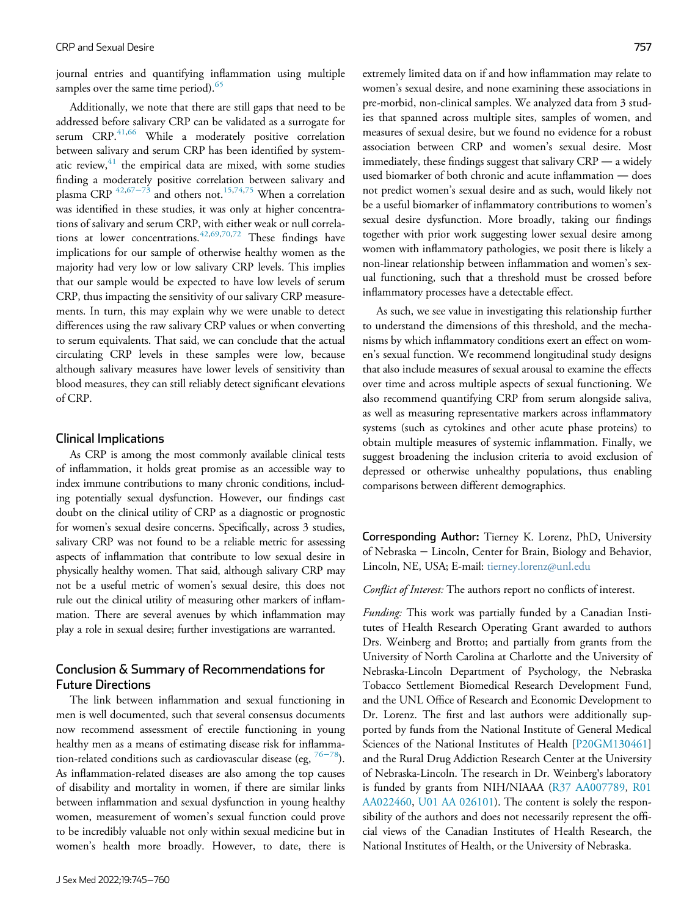journal entries and quantifying inflammation using multiple samples over the same time period).[65]

Additionally, we note that there are still gaps that need to be addressed before salivary CRP can be validated as a surrogate for serum CRP.[41,66] While a moderately positive correlation between salivary and serum CRP has been identified by systematic review,[41] the empirical data are mixed, with some studies finding a moderately positive correlation between salivary and plasma CRP [42,67–73] and others not.[15,74,75] When a correlation was identified in these studies, it was only at higher concentrations of salivary and serum CRP, with either weak or null correlations at lower concentrations.[42,69,70,72] These findings have implications for our sample of otherwise healthy women as the majority had very low or low salivary CRP levels. This implies that our sample would be expected to have low levels of serum CRP, thus impacting the sensitivity of our salivary CRP measurements. In turn, this may explain why we were unable to detect differences using the raw salivary CRP values or when converting to serum equivalents. That said, we can conclude that the actual circulating CRP levels in these samples were low, because although salivary measures have lower levels of sensitivity than blood measures, they can still reliably detect significant elevations of CRP.

## Clinical Implications

As CRP is among the most commonly available clinical tests of inflammation, it holds great promise as an accessible way to index immune contributions to many chronic conditions, including potentially sexual dysfunction. However, our findings cast doubt on the clinical utility of CRP as a diagnostic or prognostic for women's sexual desire concerns. Specifically, across 3 studies, salivary CRP was not found to be a reliable metric for assessing aspects of inflammation that contribute to low sexual desire in physically healthy women. That said, although salivary CRP may not be a useful metric of women's sexual desire, this does not rule out the clinical utility of measuring other markers of inflammation. There are several avenues by which inflammation may play a role in sexual desire; further investigations are warranted.

## Conclusion & Summary of Recommendations for Future Directions

The link between inflammation and sexual functioning in men is well documented, such that several consensus documents now recommend assessment of erectile functioning in young healthy men as a means of estimating disease risk for inflammation-related conditions such as cardiovascular disease (eg, [76–78]). As inflammation-related diseases are also among the top causes of disability and mortality in women, if there are similar links between inflammation and sexual dysfunction in young healthy women, measurement of women's sexual function could prove to be incredibly valuable not only within sexual medicine but in women's health more broadly. However, to date, there is extremely limited data on if and how inflammation may relate to women's sexual desire, and none examining these associations in pre-morbid, non-clinical samples. We analyzed data from 3 studies that spanned across multiple sites, samples of women, and measures of sexual desire, but we found no evidence for a robust association between CRP and women's sexual desire. Most immediately, these findings suggest that salivary CRP — a widely used biomarker of both chronic and acute inflammation — does not predict women's sexual desire and as such, would likely not be a useful biomarker of inflammatory contributions to women's sexual desire dysfunction. More broadly, taking our findings together with prior work suggesting lower sexual desire among women with inflammatory pathologies, we posit there is likely a non-linear relationship between inflammation and women's sexual functioning, such that a threshold must be crossed before inflammatory processes have a detectable effect.

As such, we see value in investigating this relationship further to understand the dimensions of this threshold, and the mechanisms by which inflammatory conditions exert an effect on women's sexual function. We recommend longitudinal study designs that also include measures of sexual arousal to examine the effects over time and across multiple aspects of sexual functioning. We also recommend quantifying CRP from serum alongside saliva, as well as measuring representative markers across inflammatory systems (such as cytokines and other acute phase proteins) to obtain multiple measures of systemic inflammation. Finally, we suggest broadening the inclusion criteria to avoid exclusion of depressed or otherwise unhealthy populations, thus enabling comparisons between different demographics.

**Corresponding Author:** Tierney K. Lorenz, PhD, University of Nebraska – Lincoln, Center for Brain, Biology and Behavior, Lincoln, NE, USA; E-mail: tierney.lorenz@unl.edu

*Conflict of Interest:* The authors report no conflicts of interest.

*Funding:* This work was partially funded by a Canadian Institutes of Health Research Operating Grant awarded to authors Drs. Weinberg and Brotto; and partially from grants from the University of North Carolina at Charlotte and the University of Nebraska-Lincoln Department of Psychology, the Nebraska Tobacco Settlement Biomedical Research Development Fund, and the UNL Office of Research and Economic Development to Dr. Lorenz. The first and last authors were additionally supported by funds from the National Institute of General Medical Sciences of the National Institutes of Health [P20GM130461] and the Rural Drug Addiction Research Center at the University of Nebraska-Lincoln. The research in Dr. Weinberg's laboratory is funded by grants from NIH/NIAAA (R37 AA007789, R01 AA022460, U01 AA 026101). The content is solely the responsibility of the authors and does not necessarily represent the official views of the Canadian Institutes of Health Research, the National Institutes of Health, or the University of Nebraska.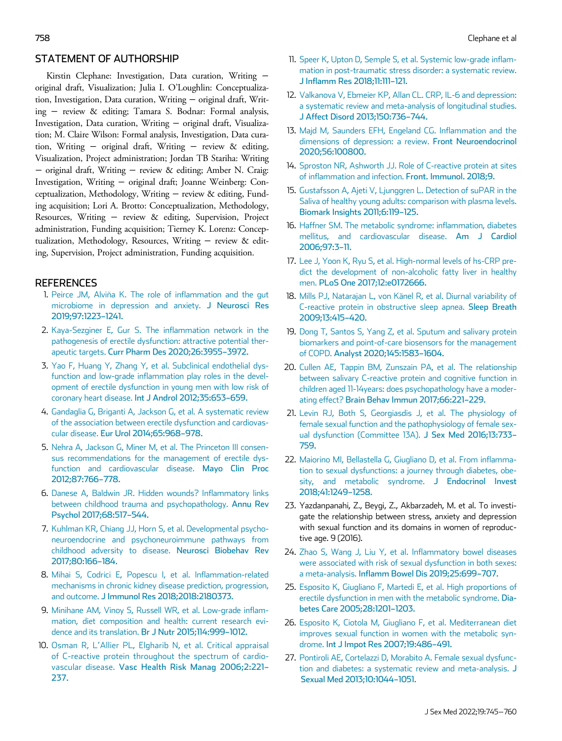## STATEMENT OF AUTHORSHIP

Kirstin Clephane: Investigation, Data curation, Writing − original draft, Visualization; Julia I. O'Loughlin: Conceptualization, Investigation, Data curation, Writing − original draft, Writing − review & editing; Tamara S. Bodnar: Formal analysis, Investigation, Data curation, Writing − original draft, Visualization; M. Claire Wilson: Formal analysis, Investigation, Data curation, Writing − original draft, Writing − review & editing, Visualization, Project administration; Jordan TB Stariha: Writing − original draft, Writing − review & editing; Amber N. Craig: Investigation, Writing − original draft; Joanne Weinberg: Conceptualization, Methodology, Writing − review & editing, Funding acquisition; Lori A. Brotto: Conceptualization, Methodology, Resources, Writing − review & editing, Supervision, Project administration, Funding acquisition; Tierney K. Lorenz: Conceptualization, Methodology, Resources, Writing − review & editing, Supervision, Project administration, Funding acquisition.

## REFERENCES

1. Peirce JM, Alviña K. The role of inflammation and the gut microbiome in depression and anxiety. J Neurosci Res 2019;97:1223–1241.
2. Kaya-Sezginer E, Gur S. The inflammation network in the pathogenesis of erectile dysfunction: attractive potential therapeutic targets. Curr Pharm Des 2020;26:3955–3972.
3. Yao F, Huang Y, Zhang Y, et al. Subclinical endothelial dysfunction and low-grade inflammation play roles in the development of erectile dysfunction in young men with low risk of coronary heart disease. Int J Androl 2012;35:653–659.
4. Gandaglia G, Briganti A, Jackson G, et al. A systematic review of the association between erectile dysfunction and cardiovascular disease. Eur Urol 2014;65:968–978.
5. Nehra A, Jackson G, Miner M, et al. The Princeton III consensus recommendations for the management of erectile dysfunction and cardiovascular disease. Mayo Clin Proc 2012;87:766–778.
6. Danese A, Baldwin JR. Hidden wounds? Inflammatory links between childhood trauma and psychopathology. Annu Rev Psychol 2017;68:517–544.
7. Kuhlman KR, Chiang JJ, Horn S, et al. Developmental psychoneuroendocrine and psychoneuroimmune pathways from childhood adversity to disease. Neurosci Biobehav Rev 2017;80:166–184.
8. Mihai S, Codrici E, Popescu I, et al. Inflammation-related mechanisms in chronic kidney disease prediction, progression, and outcome. J Immunol Res 2018;2018:2180373.
9. Minihane AM, Vinoy S, Russell WR, et al. Low-grade inflammation, diet composition and health: current research evidence and its translation. Br J Nutr 2015;114:999–1012.
10. Osman R, L'Allier PL, Elgharib N, et al. Critical appraisal of C-reactive protein throughout the spectrum of cardiovascular disease. Vasc Health Risk Manag 2006;2:221–237.
11. Speer K, Upton D, Semple S, et al. Systemic low-grade inflammation in post-traumatic stress disorder: a systematic review. J Inflamm Res 2018;11:111–121.
12. Valkanova V, Ebmeier KP, Allan CL. CRP, IL-6 and depression: a systematic review and meta-analysis of longitudinal studies. J Affect Disord 2013;150:736–744.
13. Majd M, Saunders EFH, Engeland CG. Inflammation and the dimensions of depression: a review. Front Neuroendocrinol 2020;56:100800.
14. Sproston NR, Ashworth JJ. Role of C-reactive protein at sites of inflammation and infection. Front. Immunol. 2018;9.
15. Gustafsson A, Ajeti V, Ljunggren L. Detection of suPAR in the Saliva of healthy young adults: comparison with plasma levels. Biomark Insights 2011;6:119–125.
16. Haffner SM. The metabolic syndrome: inflammation, diabetes mellitus, and cardiovascular disease. Am J Cardiol 2006;97:3–11.
17. Lee J, Yoon K, Ryu S, et al. High-normal levels of hs-CRP predict the development of non-alcoholic fatty liver in healthy men. PLoS One 2017;12:e0172666.
18. Mills PJ, Natarajan L, von Känel R, et al. Diurnal variability of C-reactive protein in obstructive sleep apnea. Sleep Breath 2009;13:415–420.
19. Dong T, Santos S, Yang Z, et al. Sputum and salivary protein biomarkers and point-of-care biosensors for the management of COPD. Analyst 2020;145:1583–1604.
20. Cullen AE, Tappin BM, Zunszain PA, et al. The relationship between salivary C-reactive protein and cognitive function in children aged 11-14years: does psychopathology have a moderating effect? Brain Behav Immun 2017;66:221–229.
21. Levin RJ, Both S, Georgiasdis J, et al. The physiology of female sexual function and the pathophysiology of female sexual dysfunction (Committee 13A). J Sex Med 2016;13:733–759.
22. Maiorino MI, Bellastella G, Giugliano D, et al. From inflammation to sexual dysfunctions: a journey through diabetes, obesity, and metabolic syndrome. J Endocrinol Invest 2018;41:1249–1258.
23. Yazdanpanahi, Z., Beygi, Z., Akbarzadeh, M. et al. To investigate the relationship between stress, anxiety and depression with sexual function and its domains in women of reproductive age. 9 (2016).
24. Zhao S, Wang J, Liu Y, et al. Inflammatory bowel diseases were associated with risk of sexual dysfunction in both sexes: a meta-analysis. Inflamm Bowel Dis 2019;25:699–707.
25. Esposito K, Giugliano F, Martedi E, et al. High proportions of erectile dysfunction in men with the metabolic syndrome. Diabetes Care 2005;28:1201–1203.
26. Esposito K, Ciotola M, Giugliano F, et al. Mediterranean diet improves sexual function in women with the metabolic syndrome. Int J Impot Res 2007;19:486–491.
27. Pontiroli AE, Cortelazzi D, Morabito A. Female sexual dysfunction and diabetes: a systematic review and meta-analysis. J Sexual Med 2013;10:1044–1051.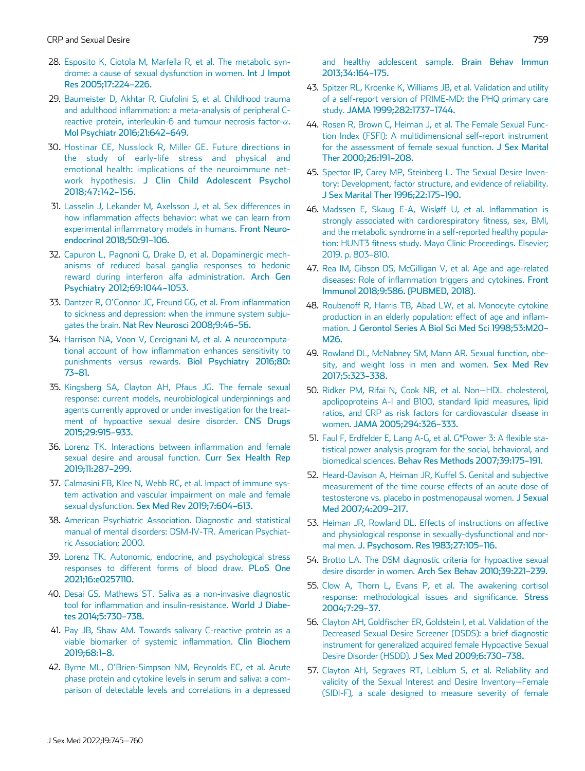28. Esposito K, Ciotola M, Marfella R, et al. The metabolic syndrome: a cause of sexual dysfunction in women. Int J Impot Res 2005;17:224–226.
29. Baumeister D, Akhtar R, Ciufolini S, et al. Childhood trauma and adulthood inflammation: a meta-analysis of peripheral C-reactive protein, interleukin-6 and tumour necrosis factor-$\alpha$. Mol Psychiatr 2016;21:642–649.
30. Hostinar CE, Nusslock R, Miller GE. Future directions in the study of early-life stress and physical and emotional health: implications of the neuroimmune network hypothesis. J Clin Child Adolescent Psychol 2018;47:142–156.
31. Lasselin J, Lekander M, Axelsson J, et al. Sex differences in how inflammation affects behavior: what we can learn from experimental inflammatory models in humans. Front Neuroendocrinol 2018;50:91–106.
32. Capuron L, Pagnoni G, Drake D, et al. Dopaminergic mechanisms of reduced basal ganglia responses to hedonic reward during interferon alfa administration. Arch Gen Psychiatry 2012;69:1044–1053.
33. Dantzer R, O'Connor JC, Freund GG, et al. From inflammation to sickness and depression: when the immune system subjugates the brain. Nat Rev Neurosci 2008;9:46–56.
34. Harrison NA, Voon V, Cercignani M, et al. A neurocomputational account of how inflammation enhances sensitivity to punishments versus rewards. Biol Psychiatry 2016;80:73–81.
35. Kingsberg SA, Clayton AH, Pfaus JG. The female sexual response: current models, neurobiological underpinnings and agents currently approved or under investigation for the treatment of hypoactive sexual desire disorder. CNS Drugs 2015;29:915–933.
36. Lorenz TK. Interactions between inflammation and female sexual desire and arousal function. Curr Sex Health Rep 2019;11:287–299.
37. Calmasini FB, Klee N, Webb RC, et al. Impact of immune system activation and vascular impairment on male and female sexual dysfunction. Sex Med Rev 2019;7:604–613.
38. American Psychiatric Association. Diagnostic and statistical manual of mental disorders: DSM-IV-TR. American Psychiatric Association; 2000.
39. Lorenz TK. Autonomic, endocrine, and psychological stress responses to different forms of blood draw. PLoS One 2021;16:e0257110.
40. Desai GS, Mathews ST. Saliva as a non-invasive diagnostic tool for inflammation and insulin-resistance. World J Diabetes 2014;5:730–738.
41. Pay JB, Shaw AM. Towards salivary C-reactive protein as a viable biomarker of systemic inflammation. Clin Biochem 2019;68:1–8.
42. Byrne ML, O'Brien-Simpson NM, Reynolds EC, et al. Acute phase protein and cytokine levels in serum and saliva: a comparison of detectable levels and correlations in a depressed and healthy adolescent sample. Brain Behav Immun 2013;34:164–175.
43. Spitzer RL, Kroenke K, Williams JB, et al. Validation and utility of a self-report version of PRIME-MD: the PHQ primary care study. JAMA 1999;282:1737–1744.
44. Rosen R, Brown C, Heiman J, et al. The Female Sexual Function Index (FSFI): A multidimensional self-report instrument for the assessment of female sexual function. J Sex Marital Ther 2000;26:191–208.
45. Spector IP, Carey MP, Steinberg L. The Sexual Desire Inventory: Development, factor structure, and evidence of reliability. J Sex Marital Ther 1996;22:175–190.
46. Madssen E, Skaug E-A, Wisløff U, et al. Inflammation is strongly associated with cardiorespiratory fitness, sex, BMI, and the metabolic syndrome in a self-reported healthy population: HUNT3 fitness study. Mayo Clinic Proceedings. Elsevier; 2019. p. 803–810.
47. Rea IM, Gibson DS, McGilligan V, et al. Age and age-related diseases: Role of inflammation triggers and cytokines. Front Immunol 2018;9:586. (PUBMED, 2018).
48. Roubenoff R, Harris TB, Abad LW, et al. Monocyte cytokine production in an elderly population: effect of age and inflammation. J Gerontol Series A Biol Sci Med Sci 1998;53:M20–M26.
49. Rowland DL, McNabney SM, Mann AR. Sexual function, obesity, and weight loss in men and women. Sex Med Rev 2017;5:323–338.
50. Ridker PM, Rifai N, Cook NR, et al. Non–HDL cholesterol, apolipoproteins A-I and B100, standard lipid measures, lipid ratios, and CRP as risk factors for cardiovascular disease in women. JAMA 2005;294:326–333.
51. Faul F, Erdfelder E, Lang A-G, et al. G*Power 3: A flexible statistical power analysis program for the social, behavioral, and biomedical sciences. Behav Res Methods 2007;39:175–191.
52. Heard-Davison A, Heiman JR, Kuffel S. Genital and subjective measurement of the time course effects of an acute dose of testosterone vs. placebo in postmenopausal women. J Sexual Med 2007;4:209–217.
53. Heiman JR, Rowland DL. Effects of instructions on affective and physiological response in sexually-dysfunctional and normal men. J. Psychosom. Res 1983;27:105–116.
54. Brotto LA. The DSM diagnostic criteria for hypoactive sexual desire disorder in women. Arch Sex Behav 2010;39:221–239.
55. Clow A, Thorn L, Evans P, et al. The awakening cortisol response: methodological issues and significance. Stress 2004;7:29–37.
56. Clayton AH, Goldfischer ER, Goldstein I, et al. Validation of the Decreased Sexual Desire Screener (DSDS): a brief diagnostic instrument for generalized acquired female Hypoactive Sexual Desire Disorder (HSDD). J Sex Med 2009;6:730–738.
57. Clayton AH, Segraves RT, Leiblum S, et al. Reliability and validity of the Sexual Interest and Desire Inventory–Female (SIDI-F), a scale designed to measure severity of female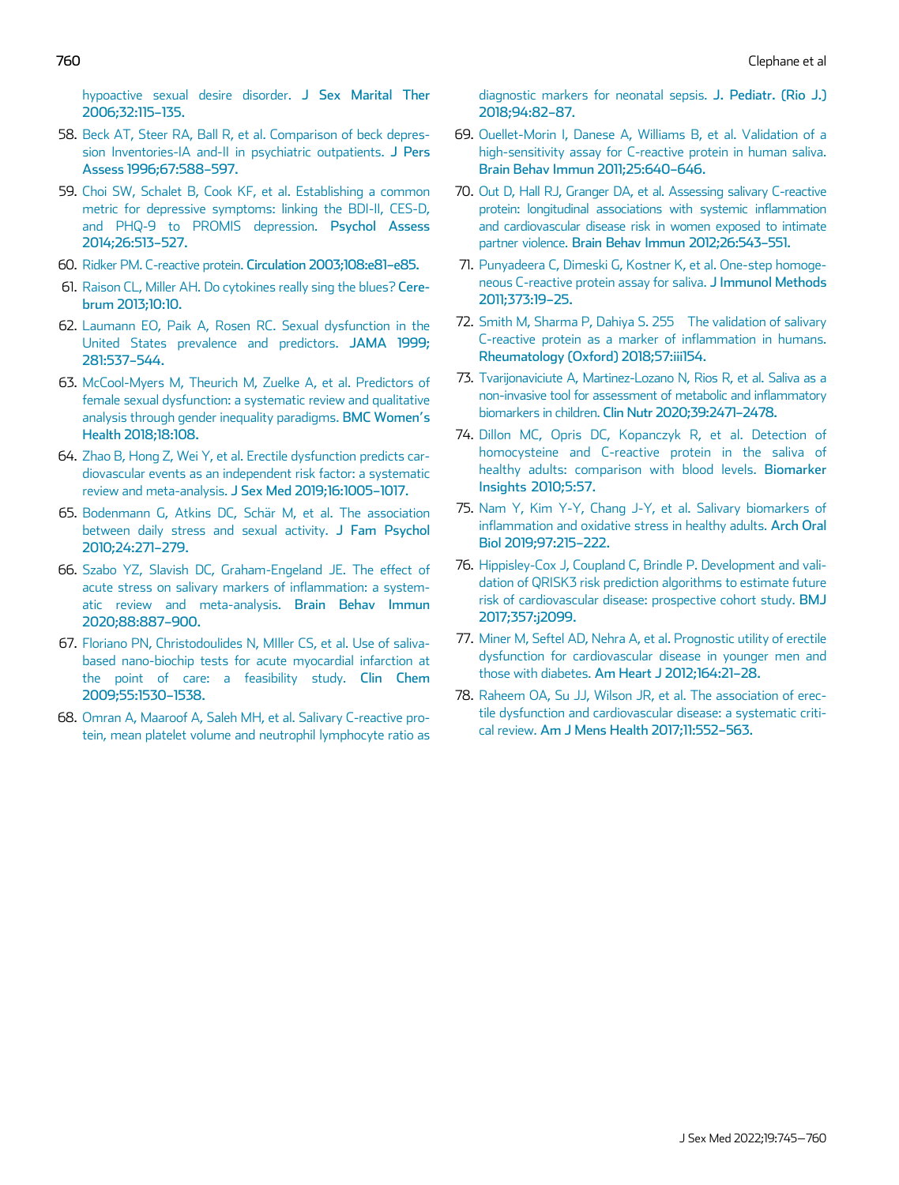hypoactive sexual desire disorder. J Sex Marital Ther 2006;32:115–135.

58. Beck AT, Steer RA, Ball R, et al. Comparison of beck depression Inventories-IA and-II in psychiatric outpatients. J Pers Assess 1996;67:588–597.
59. Choi SW, Schalet B, Cook KF, et al. Establishing a common metric for depressive symptoms: linking the BDI-II, CES-D, and PHQ-9 to PROMIS depression. Psychol Assess 2014;26:513–527.
60. Ridker PM. C-reactive protein. Circulation 2003;108:e81–e85.
61. Raison CL, Miller AH. Do cytokines really sing the blues? Cerebrum 2013;10:10.
62. Laumann EO, Paik A, Rosen RC. Sexual dysfunction in the United States prevalence and predictors. JAMA 1999; 281:537–544.
63. McCool-Myers M, Theurich M, Zuelke A, et al. Predictors of female sexual dysfunction: a systematic review and qualitative analysis through gender inequality paradigms. BMC Women's Health 2018;18:108.
64. Zhao B, Hong Z, Wei Y, et al. Erectile dysfunction predicts cardiovascular events as an independent risk factor: a systematic review and meta-analysis. J Sex Med 2019;16:1005–1017.
65. Bodenmann G, Atkins DC, Schär M, et al. The association between daily stress and sexual activity. J Fam Psychol 2010;24:271–279.
66. Szabo YZ, Slavish DC, Graham-Engeland JE. The effect of acute stress on salivary markers of inflammation: a systematic review and meta-analysis. Brain Behav Immun 2020;88:887–900.
67. Floriano PN, Christodoulides N, MIller CS, et al. Use of saliva-based nano-biochip tests for acute myocardial infarction at the point of care: a feasibility study. Clin Chem 2009;55:1530–1538.
68. Omran A, Maaroof A, Saleh MH, et al. Salivary C-reactive protein, mean platelet volume and neutrophil lymphocyte ratio as diagnostic markers for neonatal sepsis. J. Pediatr. (Rio J.) 2018;94:82–87.
69. Ouellet-Morin I, Danese A, Williams B, et al. Validation of a high-sensitivity assay for C-reactive protein in human saliva. Brain Behav Immun 2011;25:640–646.
70. Out D, Hall RJ, Granger DA, et al. Assessing salivary C-reactive protein: longitudinal associations with systemic inflammation and cardiovascular disease risk in women exposed to intimate partner violence. Brain Behav Immun 2012;26:543–551.
71. Punyadeera C, Dimeski G, Kostner K, et al. One-step homogeneous C-reactive protein assay for saliva. J Immunol Methods 2011;373:19–25.
72. Smith M, Sharma P, Dahiya S. 255 The validation of salivary C-reactive protein as a marker of inflammation in humans. Rheumatology (Oxford) 2018;57:iii154.
73. Tvarijonaviciute A, Martinez-Lozano N, Rios R, et al. Saliva as a non-invasive tool for assessment of metabolic and inflammatory biomarkers in children. Clin Nutr 2020;39:2471–2478.
74. Dillon MC, Opris DC, Kopanczyk R, et al. Detection of homocysteine and C-reactive protein in the saliva of healthy adults: comparison with blood levels. Biomarker Insights 2010;5:57.
75. Nam Y, Kim Y-Y, Chang J-Y, et al. Salivary biomarkers of inflammation and oxidative stress in healthy adults. Arch Oral Biol 2019;97:215–222.
76. Hippisley-Cox J, Coupland C, Brindle P. Development and validation of QRISK3 risk prediction algorithms to estimate future risk of cardiovascular disease: prospective cohort study. BMJ 2017;357:j2099.
77. Miner M, Seftel AD, Nehra A, et al. Prognostic utility of erectile dysfunction for cardiovascular disease in younger men and those with diabetes. Am Heart J 2012;164:21–28.
78. Raheem OA, Su JJ, Wilson JR, et al. The association of erectile dysfunction and cardiovascular disease: a systematic critical review. Am J Mens Health 2017;11:552–563.